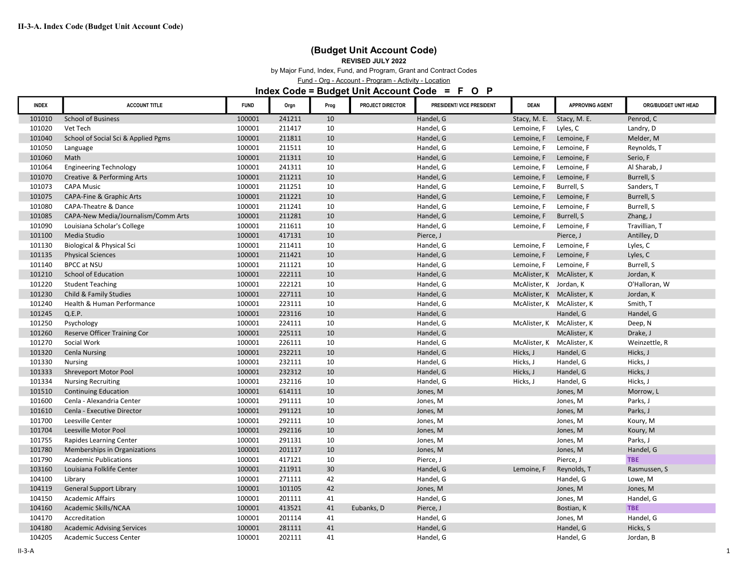**II-3-A. Index Code (Budget Unit Account Code)**

## (Budget Unit Account Code)

**REVISED JULY 2022**

by Major Fund, Index, Fund, and Program, Grant and Contract Codes

Fund - Org - Account - Program - Activity - Location

### Index Code = Budget Unit Account Code = F O P

| INDEX | ACCOUNT TITLE | FUND | Orgn | Prog | PROJECT DIRECTOR | PRESIDENT/ VICE PRESIDENT | DEAN | APPROVING AGENT | ORG/BUDGET UNIT HEAD |
|---|---|---|---|---|---|---|---|---|---|
| 101010 | School of Business | 100001 | 241211 | 10 | | Handel, G | Stacy, M. E. | Stacy, M. E. | Penrod, C |
| 101020 | Vet Tech | 100001 | 211417 | 10 | | Handel, G | Lemoine, F | Lyles, C | Landry, D |
| 101040 | School of Social Sci & Applied Pgms | 100001 | 211811 | 10 | | Handel, G | Lemoine, F | Lemoine, F | Melder, M |
| 101050 | Language | 100001 | 211511 | 10 | | Handel, G | Lemoine, F | Lemoine, F | Reynolds, T |
| 101060 | Math | 100001 | 211311 | 10 | | Handel, G | Lemoine, F | Lemoine, F | Serio, F |
| 101064 | Engineering Technology | 100001 | 241311 | 10 | | Handel, G | Lemoine, F | Lemoine, F | Al Sharab, J |
| 101070 | Creative & Performing Arts | 100001 | 211211 | 10 | | Handel, G | Lemoine, F | Lemoine, F | Burrell, S |
| 101073 | CAPA Music | 100001 | 211251 | 10 | | Handel, G | Lemoine, F | Burrell, S | Sanders, T |
| 101075 | CAPA-Fine & Graphic Arts | 100001 | 211221 | 10 | | Handel, G | Lemoine, F | Lemoine, F | Burrell, S |
| 101080 | CAPA-Theatre & Dance | 100001 | 211241 | 10 | | Handel, G | Lemoine, F | Lemoine, F | Burrell, S |
| 101085 | CAPA-New Media/Journalism/Comm Arts | 100001 | 211281 | 10 | | Handel, G | Lemoine, F | Burrell, S | Zhang, J |
| 101090 | Louisiana Scholar's College | 100001 | 211611 | 10 | | Handel, G | Lemoine, F | Lemoine, F | Travillian, T |
| 101100 | Media Studio | 100001 | 417131 | 10 | | Pierce, J | | Pierce, J | Antilley, D |
| 101130 | Biological & Physical Sci | 100001 | 211411 | 10 | | Handel, G | Lemoine, F | Lemoine, F | Lyles, C |
| 101135 | Physical Sciences | 100001 | 211421 | 10 | | Handel, G | Lemoine, F | Lemoine, F | Lyles, C |
| 101140 | BPCC at NSU | 100001 | 211121 | 10 | | Handel, G | Lemoine, F | Lemoine, F | Burrell, S |
| 101210 | School of Education | 100001 | 222111 | 10 | | Handel, G | McAlister, K | McAlister, K | Jordan, K |
| 101220 | Student Teaching | 100001 | 222121 | 10 | | Handel, G | McAlister, K | Jordan, K | O'Halloran, W |
| 101230 | Child & Family Studies | 100001 | 227111 | 10 | | Handel, G | McAlister, K | McAlister, K | Jordan, K |
| 101240 | Health & Human Performance | 100001 | 223111 | 10 | | Handel, G | McAlister, K | McAlister, K | Smith, T |
| 101245 | Q.E.P. | 100001 | 223116 | 10 | | Handel, G | | Handel, G | Handel, G |
| 101250 | Psychology | 100001 | 224111 | 10 | | Handel, G | McAlister, K | McAlister, K | Deep, N |
| 101260 | Reserve Officer Training Cor | 100001 | 225111 | 10 | | Handel, G | | McAlister, K | Drake, J |
| 101270 | Social Work | 100001 | 226111 | 10 | | Handel, G | McAlister, K | McAlister, K | Weinzettle, R |
| 101320 | Cenla Nursing | 100001 | 232211 | 10 | | Handel, G | Hicks, J | Handel, G | Hicks, J |
| 101330 | Nursing | 100001 | 232111 | 10 | | Handel, G | Hicks, J | Handel, G | Hicks, J |
| 101333 | Shreveport Motor Pool | 100001 | 232312 | 10 | | Handel, G | Hicks, J | Handel, G | Hicks, J |
| 101334 | Nursing Recruiting | 100001 | 232116 | 10 | | Handel, G | Hicks, J | Handel, G | Hicks, J |
| 101510 | Continuing Education | 100001 | 614111 | 10 | | Jones, M | | Jones, M | Morrow, L |
| 101600 | Cenla - Alexandria Center | 100001 | 291111 | 10 | | Jones, M | | Jones, M | Parks, J |
| 101610 | Cenla - Executive Director | 100001 | 291121 | 10 | | Jones, M | | Jones, M | Parks, J |
| 101700 | Leesville Center | 100001 | 292111 | 10 | | Jones, M | | Jones, M | Koury, M |
| 101704 | Leesville Motor Pool | 100001 | 292116 | 10 | | Jones, M | | Jones, M | Koury, M |
| 101755 | Rapides Learning Center | 100001 | 291131 | 10 | | Jones, M | | Jones, M | Parks, J |
| 101780 | Memberships in Organizations | 100001 | 201117 | 10 | | Jones, M | | Jones, M | Handel, G |
| 101790 | Academic Publications | 100001 | 417121 | 10 | | Pierce, J | | Pierce, J | **TBE** |
| 103160 | Louisiana Folklife Center | 100001 | 211911 | 30 | | Handel, G | Lemoine, F | Reynolds, T | Rasmussen, S |
| 104100 | Library | 100001 | 271111 | 42 | | Handel, G | | Handel, G | Lowe, M |
| 104119 | General Support Library | 100001 | 101105 | 42 | | Jones, M | | Jones, M | Jones, M |
| 104150 | Academic Affairs | 100001 | 201111 | 41 | | Handel, G | | Jones, M | Handel, G |
| 104160 | Academic Skills/NCAA | 100001 | 413521 | 41 | Eubanks, D | Pierce, J | | Bostian, K | **TBE** |
| 104170 | Accreditation | 100001 | 201114 | 41 | | Handel, G | | Jones, M | Handel, G |
| 104180 | Academic Advising Services | 100001 | 281111 | 41 | | Handel, G | | Handel, G | Hicks, S |
| 104205 | Academic Success Center | 100001 | 202111 | 41 | | Handel, G | | Handel, G | Jordan, B |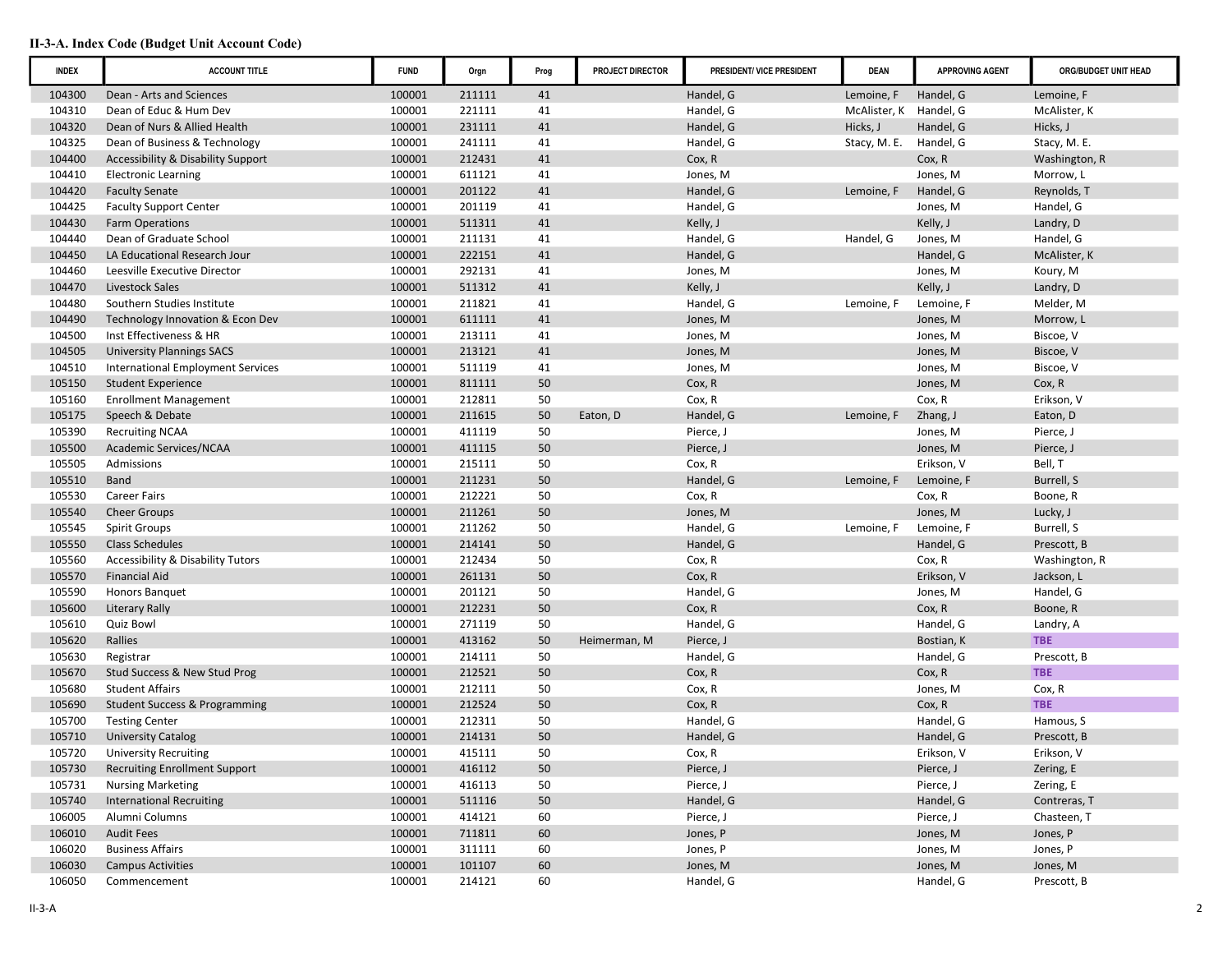**II-3-A. Index Code (Budget Unit Account Code)**

| INDEX | ACCOUNT TITLE | FUND | Orgn | Prog | PROJECT DIRECTOR | PRESIDENT/ VICE PRESIDENT | DEAN | APPROVING AGENT | ORG/BUDGET UNIT HEAD |
|---|---|---|---|---|---|---|---|---|---|
| 104300 | Dean - Arts and Sciences | 100001 | 211111 | 41 | | Handel, G | Lemoine, F | Handel, G | Lemoine, F |
| 104310 | Dean of Educ & Hum Dev | 100001 | 221111 | 41 | | Handel, G | McAlister, K | Handel, G | McAlister, K |
| 104320 | Dean of Nurs & Allied Health | 100001 | 231111 | 41 | | Handel, G | Hicks, J | Handel, G | Hicks, J |
| 104325 | Dean of Business & Technology | 100001 | 241111 | 41 | | Handel, G | Stacy, M. E. | Handel, G | Stacy, M. E. |
| 104400 | Accessibility & Disability Support | 100001 | 212431 | 41 | | Cox, R | | Cox, R | Washington, R |
| 104410 | Electronic Learning | 100001 | 611121 | 41 | | Jones, M | | Jones, M | Morrow, L |
| 104420 | Faculty Senate | 100001 | 201122 | 41 | | Handel, G | Lemoine, F | Handel, G | Reynolds, T |
| 104425 | Faculty Support Center | 100001 | 201119 | 41 | | Handel, G | | Jones, M | Handel, G |
| 104430 | Farm Operations | 100001 | 511311 | 41 | | Kelly, J | | Kelly, J | Landry, D |
| 104440 | Dean of Graduate School | 100001 | 211131 | 41 | | Handel, G | Handel, G | Jones, M | Handel, G |
| 104450 | LA Educational Research Jour | 100001 | 222151 | 41 | | Handel, G | | Handel, G | McAlister, K |
| 104460 | Leesville Executive Director | 100001 | 292131 | 41 | | Jones, M | | Jones, M | Koury, M |
| 104470 | Livestock Sales | 100001 | 511312 | 41 | | Kelly, J | | Kelly, J | Landry, D |
| 104480 | Southern Studies Institute | 100001 | 211821 | 41 | | Handel, G | Lemoine, F | Lemoine, F | Melder, M |
| 104490 | Technology Innovation & Econ Dev | 100001 | 611111 | 41 | | Jones, M | | Jones, M | Morrow, L |
| 104500 | Inst Effectiveness & HR | 100001 | 213111 | 41 | | Jones, M | | Jones, M | Biscoe, V |
| 104505 | University Plannings SACS | 100001 | 213121 | 41 | | Jones, M | | Jones, M | Biscoe, V |
| 104510 | International Employment Services | 100001 | 511119 | 41 | | Jones, M | | Jones, M | Biscoe, V |
| 105150 | Student Experience | 100001 | 811111 | 50 | | Cox, R | | Jones, M | Cox, R |
| 105160 | Enrollment Management | 100001 | 212811 | 50 | | Cox, R | | Cox, R | Erikson, V |
| 105175 | Speech & Debate | 100001 | 211615 | 50 | Eaton, D | Handel, G | Lemoine, F | Zhang, J | Eaton, D |
| 105390 | Recruiting NCAA | 100001 | 411119 | 50 | | Pierce, J | | Jones, M | Pierce, J |
| 105500 | Academic Services/NCAA | 100001 | 411115 | 50 | | Pierce, J | | Jones, M | Pierce, J |
| 105505 | Admissions | 100001 | 215111 | 50 | | Cox, R | | Erikson, V | Bell, T |
| 105510 | Band | 100001 | 211231 | 50 | | Handel, G | Lemoine, F | Lemoine, F | Burrell, S |
| 105530 | Career Fairs | 100001 | 212221 | 50 | | Cox, R | | Cox, R | Boone, R |
| 105540 | Cheer Groups | 100001 | 211261 | 50 | | Jones, M | | Jones, M | Lucky, J |
| 105545 | Spirit Groups | 100001 | 211262 | 50 | | Handel, G | Lemoine, F | Lemoine, F | Burrell, S |
| 105550 | Class Schedules | 100001 | 214141 | 50 | | Handel, G | | Handel, G | Prescott, B |
| 105560 | Accessibility & Disability Tutors | 100001 | 212434 | 50 | | Cox, R | | Cox, R | Washington, R |
| 105570 | Financial Aid | 100001 | 261131 | 50 | | Cox, R | | Erikson, V | Jackson, L |
| 105590 | Honors Banquet | 100001 | 201121 | 50 | | Handel, G | | Jones, M | Handel, G |
| 105600 | Literary Rally | 100001 | 212231 | 50 | | Cox, R | | Cox, R | Boone, R |
| 105610 | Quiz Bowl | 100001 | 271119 | 50 | | Handel, G | | Handel, G | Landry, A |
| 105620 | Rallies | 100001 | 413162 | 50 | Heimerman, M | Pierce, J | | Bostian, K | **TBE** |
| 105630 | Registrar | 100001 | 214111 | 50 | | Handel, G | | Handel, G | Prescott, B |
| 105670 | Stud Success & New Stud Prog | 100001 | 212521 | 50 | | Cox, R | | Cox, R | **TBE** |
| 105680 | Student Affairs | 100001 | 212111 | 50 | | Cox, R | | Jones, M | Cox, R |
| 105690 | Student Success & Programming | 100001 | 212524 | 50 | | Cox, R | | Cox, R | **TBE** |
| 105700 | Testing Center | 100001 | 212311 | 50 | | Handel, G | | Handel, G | Hamous, S |
| 105710 | University Catalog | 100001 | 214131 | 50 | | Handel, G | | Handel, G | Prescott, B |
| 105720 | University Recruiting | 100001 | 415111 | 50 | | Cox, R | | Erikson, V | Erikson, V |
| 105730 | Recruiting Enrollment Support | 100001 | 416112 | 50 | | Pierce, J | | Pierce, J | Zering, E |
| 105731 | Nursing Marketing | 100001 | 416113 | 50 | | Pierce, J | | Pierce, J | Zering, E |
| 105740 | International Recruiting | 100001 | 511116 | 50 | | Handel, G | | Handel, G | Contreras, T |
| 106005 | Alumni Columns | 100001 | 414121 | 60 | | Pierce, J | | Pierce, J | Chasteen, T |
| 106010 | Audit Fees | 100001 | 711811 | 60 | | Jones, P | | Jones, M | Jones, P |
| 106020 | Business Affairs | 100001 | 311111 | 60 | | Jones, P | | Jones, M | Jones, P |
| 106030 | Campus Activities | 100001 | 101107 | 60 | | Jones, M | | Jones, M | Jones, M |
| 106050 | Commencement | 100001 | 214121 | 60 | | Handel, G | | Handel, G | Prescott, B |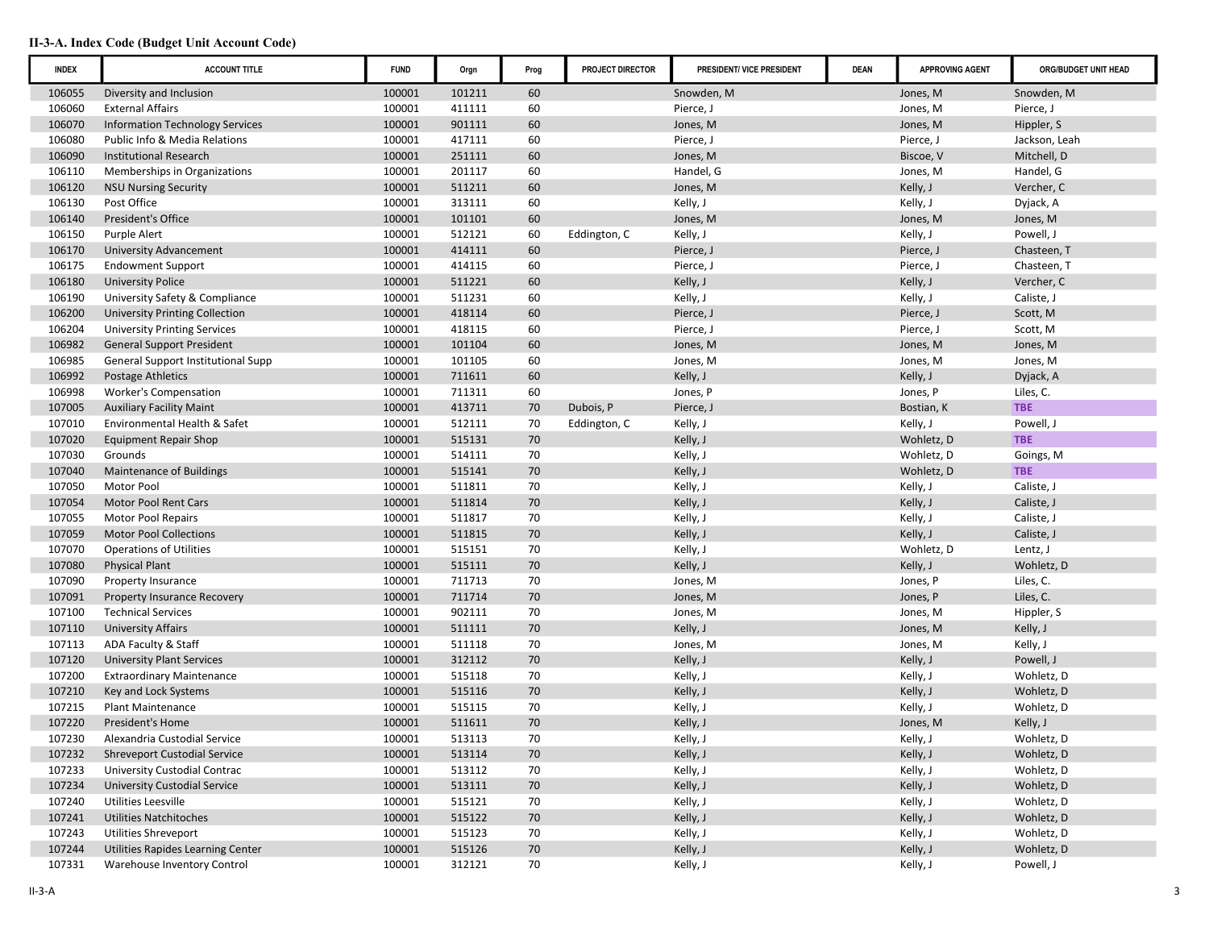**II-3-A. Index Code (Budget Unit Account Code)**

| INDEX | ACCOUNT TITLE | FUND | Orgn | Prog | PROJECT DIRECTOR | PRESIDENT/ VICE PRESIDENT | DEAN | APPROVING AGENT | ORG/BUDGET UNIT HEAD |
|---|---|---|---|---|---|---|---|---|---|
| 106055 | Diversity and Inclusion | 100001 | 101211 | 60 | | Snowden, M | | Jones, M | Snowden, M |
| 106060 | External Affairs | 100001 | 411111 | 60 | | Pierce, J | | Jones, M | Pierce, J |
| 106070 | Information Technology Services | 100001 | 901111 | 60 | | Jones, M | | Jones, M | Hippler, S |
| 106080 | Public Info & Media Relations | 100001 | 417111 | 60 | | Pierce, J | | Pierce, J | Jackson, Leah |
| 106090 | Institutional Research | 100001 | 251111 | 60 | | Jones, M | | Biscoe, V | Mitchell, D |
| 106110 | Memberships in Organizations | 100001 | 201117 | 60 | | Handel, G | | Jones, M | Handel, G |
| 106120 | NSU Nursing Security | 100001 | 511211 | 60 | | Jones, M | | Kelly, J | Vercher, C |
| 106130 | Post Office | 100001 | 313111 | 60 | | Kelly, J | | Kelly, J | Dyjack, A |
| 106140 | President's Office | 100001 | 101101 | 60 | | Jones, M | | Jones, M | Jones, M |
| 106150 | Purple Alert | 100001 | 512121 | 60 | Eddington, C | Kelly, J | | Kelly, J | Powell, J |
| 106170 | University Advancement | 100001 | 414111 | 60 | | Pierce, J | | Pierce, J | Chasteen, T |
| 106175 | Endowment Support | 100001 | 414115 | 60 | | Pierce, J | | Pierce, J | Chasteen, T |
| 106180 | University Police | 100001 | 511221 | 60 | | Kelly, J | | Kelly, J | Vercher, C |
| 106190 | University Safety & Compliance | 100001 | 511231 | 60 | | Kelly, J | | Kelly, J | Caliste, J |
| 106200 | University Printing Collection | 100001 | 418114 | 60 | | Pierce, J | | Pierce, J | Scott, M |
| 106204 | University Printing Services | 100001 | 418115 | 60 | | Pierce, J | | Pierce, J | Scott, M |
| 106982 | General Support President | 100001 | 101104 | 60 | | Jones, M | | Jones, M | Jones, M |
| 106985 | General Support Institutional Supp | 100001 | 101105 | 60 | | Jones, M | | Jones, M | Jones, M |
| 106992 | Postage Athletics | 100001 | 711611 | 60 | | Kelly, J | | Kelly, J | Dyjack, A |
| 106998 | Worker's Compensation | 100001 | 711311 | 60 | | Jones, P | | Jones, P | Liles, C. |
| 107005 | Auxiliary Facility Maint | 100001 | 413711 | 70 | Dubois, P | Pierce, J | | Bostian, K | TBE |
| 107010 | Environmental Health & Safet | 100001 | 512111 | 70 | Eddington, C | Kelly, J | | Kelly, J | Powell, J |
| 107020 | Equipment Repair Shop | 100001 | 515131 | 70 | | Kelly, J | | Wohletz, D | TBE |
| 107030 | Grounds | 100001 | 514111 | 70 | | Kelly, J | | Wohletz, D | Goings, M |
| 107040 | Maintenance of Buildings | 100001 | 515141 | 70 | | Kelly, J | | Wohletz, D | TBE |
| 107050 | Motor Pool | 100001 | 511811 | 70 | | Kelly, J | | Kelly, J | Caliste, J |
| 107054 | Motor Pool Rent Cars | 100001 | 511814 | 70 | | Kelly, J | | Kelly, J | Caliste, J |
| 107055 | Motor Pool Repairs | 100001 | 511817 | 70 | | Kelly, J | | Kelly, J | Caliste, J |
| 107059 | Motor Pool Collections | 100001 | 511815 | 70 | | Kelly, J | | Kelly, J | Caliste, J |
| 107070 | Operations of Utilities | 100001 | 515151 | 70 | | Kelly, J | | Wohletz, D | Lentz, J |
| 107080 | Physical Plant | 100001 | 515111 | 70 | | Kelly, J | | Kelly, J | Wohletz, D |
| 107090 | Property Insurance | 100001 | 711713 | 70 | | Jones, M | | Jones, P | Liles, C. |
| 107091 | Property Insurance Recovery | 100001 | 711714 | 70 | | Jones, M | | Jones, P | Liles, C. |
| 107100 | Technical Services | 100001 | 902111 | 70 | | Jones, M | | Jones, M | Hippler, S |
| 107110 | University Affairs | 100001 | 511111 | 70 | | Kelly, J | | Jones, M | Kelly, J |
| 107113 | ADA Faculty & Staff | 100001 | 511118 | 70 | | Jones, M | | Jones, M | Kelly, J |
| 107120 | University Plant Services | 100001 | 312112 | 70 | | Kelly, J | | Kelly, J | Powell, J |
| 107200 | Extraordinary Maintenance | 100001 | 515118 | 70 | | Kelly, J | | Kelly, J | Wohletz, D |
| 107210 | Key and Lock Systems | 100001 | 515116 | 70 | | Kelly, J | | Kelly, J | Wohletz, D |
| 107215 | Plant Maintenance | 100001 | 515115 | 70 | | Kelly, J | | Kelly, J | Wohletz, D |
| 107220 | President's Home | 100001 | 511611 | 70 | | Kelly, J | | Jones, M | Kelly, J |
| 107230 | Alexandria Custodial Service | 100001 | 513113 | 70 | | Kelly, J | | Kelly, J | Wohletz, D |
| 107232 | Shreveport Custodial Service | 100001 | 513114 | 70 | | Kelly, J | | Kelly, J | Wohletz, D |
| 107233 | University Custodial Contrac | 100001 | 513112 | 70 | | Kelly, J | | Kelly, J | Wohletz, D |
| 107234 | University Custodial Service | 100001 | 513111 | 70 | | Kelly, J | | Kelly, J | Wohletz, D |
| 107240 | Utilities Leesville | 100001 | 515121 | 70 | | Kelly, J | | Kelly, J | Wohletz, D |
| 107241 | Utilities Natchitoches | 100001 | 515122 | 70 | | Kelly, J | | Kelly, J | Wohletz, D |
| 107243 | Utilities Shreveport | 100001 | 515123 | 70 | | Kelly, J | | Kelly, J | Wohletz, D |
| 107244 | Utilities Rapides Learning Center | 100001 | 515126 | 70 | | Kelly, J | | Kelly, J | Wohletz, D |
| 107331 | Warehouse Inventory Control | 100001 | 312121 | 70 | | Kelly, J | | Kelly, J | Powell, J |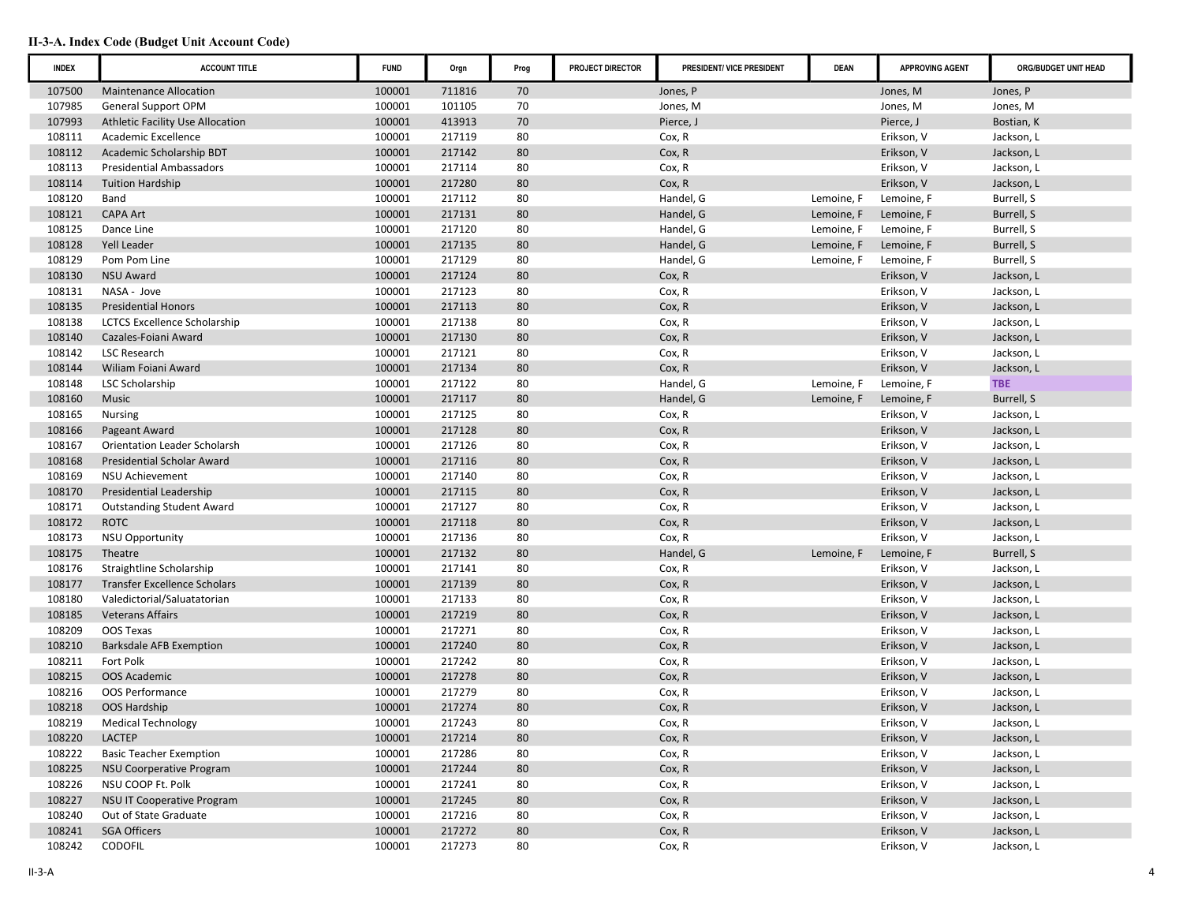**II-3-A. Index Code (Budget Unit Account Code)**

| INDEX | ACCOUNT TITLE | FUND | Orgn | Prog | PROJECT DIRECTOR | PRESIDENT/ VICE PRESIDENT | DEAN | APPROVING AGENT | ORG/BUDGET UNIT HEAD |
|---|---|---|---|---|---|---|---|---|---|
| 107500 | Maintenance Allocation | 100001 | 711816 | 70 | | Jones, P | | Jones, M | Jones, P |
| 107985 | General Support OPM | 100001 | 101105 | 70 | | Jones, M | | Jones, M | Jones, M |
| 107993 | Athletic Facility Use Allocation | 100001 | 413913 | 70 | | Pierce, J | | Pierce, J | Bostian, K |
| 108111 | Academic Excellence | 100001 | 217119 | 80 | | Cox, R | | Erikson, V | Jackson, L |
| 108112 | Academic Scholarship BDT | 100001 | 217142 | 80 | | Cox, R | | Erikson, V | Jackson, L |
| 108113 | Presidential Ambassadors | 100001 | 217114 | 80 | | Cox, R | | Erikson, V | Jackson, L |
| 108114 | Tuition Hardship | 100001 | 217280 | 80 | | Cox, R | | Erikson, V | Jackson, L |
| 108120 | Band | 100001 | 217112 | 80 | | Handel, G | Lemoine, F | Lemoine, F | Burrell, S |
| 108121 | CAPA Art | 100001 | 217131 | 80 | | Handel, G | Lemoine, F | Lemoine, F | Burrell, S |
| 108125 | Dance Line | 100001 | 217120 | 80 | | Handel, G | Lemoine, F | Lemoine, F | Burrell, S |
| 108128 | Yell Leader | 100001 | 217135 | 80 | | Handel, G | Lemoine, F | Lemoine, F | Burrell, S |
| 108129 | Pom Pom Line | 100001 | 217129 | 80 | | Handel, G | Lemoine, F | Lemoine, F | Burrell, S |
| 108130 | NSU Award | 100001 | 217124 | 80 | | Cox, R | | Erikson, V | Jackson, L |
| 108131 | NASA - Jove | 100001 | 217123 | 80 | | Cox, R | | Erikson, V | Jackson, L |
| 108135 | Presidential Honors | 100001 | 217113 | 80 | | Cox, R | | Erikson, V | Jackson, L |
| 108138 | LCTCS Excellence Scholarship | 100001 | 217138 | 80 | | Cox, R | | Erikson, V | Jackson, L |
| 108140 | Cazales-Foiani Award | 100001 | 217130 | 80 | | Cox, R | | Erikson, V | Jackson, L |
| 108142 | LSC Research | 100001 | 217121 | 80 | | Cox, R | | Erikson, V | Jackson, L |
| 108144 | Wiliam Foiani Award | 100001 | 217134 | 80 | | Cox, R | | Erikson, V | Jackson, L |
| 108148 | LSC Scholarship | 100001 | 217122 | 80 | | Handel, G | Lemoine, F | Lemoine, F | TBE |
| 108160 | Music | 100001 | 217117 | 80 | | Handel, G | Lemoine, F | Lemoine, F | Burrell, S |
| 108165 | Nursing | 100001 | 217125 | 80 | | Cox, R | | Erikson, V | Jackson, L |
| 108166 | Pageant Award | 100001 | 217128 | 80 | | Cox, R | | Erikson, V | Jackson, L |
| 108167 | Orientation Leader Scholarsh | 100001 | 217126 | 80 | | Cox, R | | Erikson, V | Jackson, L |
| 108168 | Presidential Scholar Award | 100001 | 217116 | 80 | | Cox, R | | Erikson, V | Jackson, L |
| 108169 | NSU Achievement | 100001 | 217140 | 80 | | Cox, R | | Erikson, V | Jackson, L |
| 108170 | Presidential Leadership | 100001 | 217115 | 80 | | Cox, R | | Erikson, V | Jackson, L |
| 108171 | Outstanding Student Award | 100001 | 217127 | 80 | | Cox, R | | Erikson, V | Jackson, L |
| 108172 | ROTC | 100001 | 217118 | 80 | | Cox, R | | Erikson, V | Jackson, L |
| 108173 | NSU Opportunity | 100001 | 217136 | 80 | | Cox, R | | Erikson, V | Jackson, L |
| 108175 | Theatre | 100001 | 217132 | 80 | | Handel, G | Lemoine, F | Lemoine, F | Burrell, S |
| 108176 | Straightline Scholarship | 100001 | 217141 | 80 | | Cox, R | | Erikson, V | Jackson, L |
| 108177 | Transfer Excellence Scholars | 100001 | 217139 | 80 | | Cox, R | | Erikson, V | Jackson, L |
| 108180 | Valedictorial/Saluatatorian | 100001 | 217133 | 80 | | Cox, R | | Erikson, V | Jackson, L |
| 108185 | Veterans Affairs | 100001 | 217219 | 80 | | Cox, R | | Erikson, V | Jackson, L |
| 108209 | OOS Texas | 100001 | 217271 | 80 | | Cox, R | | Erikson, V | Jackson, L |
| 108210 | Barksdale AFB Exemption | 100001 | 217240 | 80 | | Cox, R | | Erikson, V | Jackson, L |
| 108211 | Fort Polk | 100001 | 217242 | 80 | | Cox, R | | Erikson, V | Jackson, L |
| 108215 | OOS Academic | 100001 | 217278 | 80 | | Cox, R | | Erikson, V | Jackson, L |
| 108216 | OOS Performance | 100001 | 217279 | 80 | | Cox, R | | Erikson, V | Jackson, L |
| 108218 | OOS Hardship | 100001 | 217274 | 80 | | Cox, R | | Erikson, V | Jackson, L |
| 108219 | Medical Technology | 100001 | 217243 | 80 | | Cox, R | | Erikson, V | Jackson, L |
| 108220 | LACTEP | 100001 | 217214 | 80 | | Cox, R | | Erikson, V | Jackson, L |
| 108222 | Basic Teacher Exemption | 100001 | 217286 | 80 | | Cox, R | | Erikson, V | Jackson, L |
| 108225 | NSU Coorperative Program | 100001 | 217244 | 80 | | Cox, R | | Erikson, V | Jackson, L |
| 108226 | NSU COOP Ft. Polk | 100001 | 217241 | 80 | | Cox, R | | Erikson, V | Jackson, L |
| 108227 | NSU IT Cooperative Program | 100001 | 217245 | 80 | | Cox, R | | Erikson, V | Jackson, L |
| 108240 | Out of State Graduate | 100001 | 217216 | 80 | | Cox, R | | Erikson, V | Jackson, L |
| 108241 | SGA Officers | 100001 | 217272 | 80 | | Cox, R | | Erikson, V | Jackson, L |
| 108242 | CODOFIL | 100001 | 217273 | 80 | | Cox, R | | Erikson, V | Jackson, L |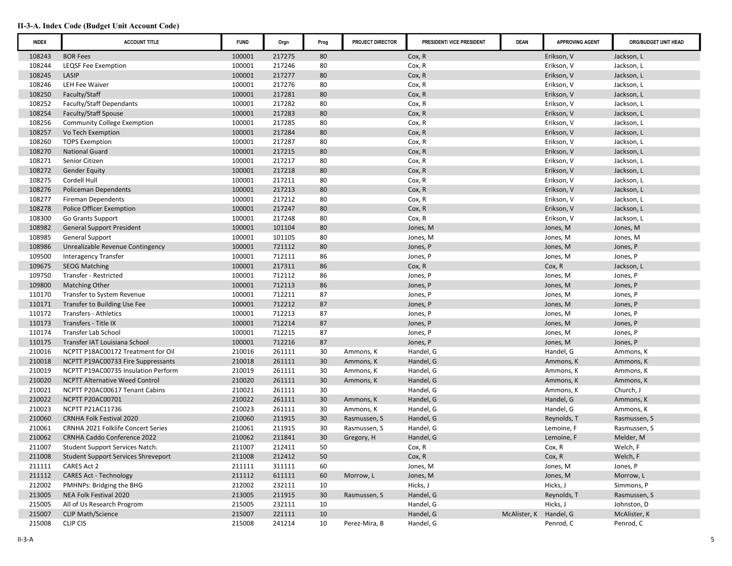**II-3-A. Index Code (Budget Unit Account Code)**

| INDEX | ACCOUNT TITLE | FUND | Orgn | Prog | PROJECT DIRECTOR | PRESIDENT/ VICE PRESIDENT | DEAN | APPROVING AGENT | ORG/BUDGET UNIT HEAD |
|---|---|---|---|---|---|---|---|---|---|
| 108243 | BOR Fees | 100001 | 217275 | 80 | | Cox, R | | Erikson, V | Jackson, L |
| 108244 | LEQSF Fee Exemption | 100001 | 217246 | 80 | | Cox, R | | Erikson, V | Jackson, L |
| 108245 | LASIP | 100001 | 217277 | 80 | | Cox, R | | Erikson, V | Jackson, L |
| 108246 | LEH Fee Waiver | 100001 | 217276 | 80 | | Cox, R | | Erikson, V | Jackson, L |
| 108250 | Faculty/Staff | 100001 | 217281 | 80 | | Cox, R | | Erikson, V | Jackson, L |
| 108252 | Faculty/Staff Dependants | 100001 | 217282 | 80 | | Cox, R | | Erikson, V | Jackson, L |
| 108254 | Faculty/Staff Spouse | 100001 | 217283 | 80 | | Cox, R | | Erikson, V | Jackson, L |
| 108256 | Community College Exemption | 100001 | 217285 | 80 | | Cox, R | | Erikson, V | Jackson, L |
| 108257 | Vo Tech Exemption | 100001 | 217284 | 80 | | Cox, R | | Erikson, V | Jackson, L |
| 108260 | TOPS Exemption | 100001 | 217287 | 80 | | Cox, R | | Erikson, V | Jackson, L |
| 108270 | National Guard | 100001 | 217215 | 80 | | Cox, R | | Erikson, V | Jackson, L |
| 108271 | Senior Citizen | 100001 | 217217 | 80 | | Cox, R | | Erikson, V | Jackson, L |
| 108272 | Gender Equity | 100001 | 217218 | 80 | | Cox, R | | Erikson, V | Jackson, L |
| 108275 | Cordell Hull | 100001 | 217211 | 80 | | Cox, R | | Erikson, V | Jackson, L |
| 108276 | Policeman Dependents | 100001 | 217213 | 80 | | Cox, R | | Erikson, V | Jackson, L |
| 108277 | Fireman Dependents | 100001 | 217212 | 80 | | Cox, R | | Erikson, V | Jackson, L |
| 108278 | Police Officer Exemption | 100001 | 217247 | 80 | | Cox, R | | Erikson, V | Jackson, L |
| 108300 | Go Grants Support | 100001 | 217248 | 80 | | Cox, R | | Erikson, V | Jackson, L |
| 108982 | General Support President | 100001 | 101104 | 80 | | Jones, M | | Jones, M | Jones, M |
| 108985 | General Support | 100001 | 101105 | 80 | | Jones, M | | Jones, M | Jones, M |
| 108986 | Unrealizable Revenue Contingency | 100001 | 721112 | 80 | | Jones, P | | Jones, M | Jones, P |
| 109500 | Interagency Transfer | 100001 | 712111 | 86 | | Jones, P | | Jones, M | Jones, P |
| 109675 | SEOG Matching | 100001 | 217311 | 86 | | Cox, R | | Cox, R | Jackson, L |
| 109750 | Transfer - Restricted | 100001 | 712112 | 86 | | Jones, P | | Jones, M | Jones, P |
| 109800 | Matching Other | 100001 | 712113 | 86 | | Jones, P | | Jones, M | Jones, P |
| 110170 | Transfer to System Revenue | 100001 | 712211 | 87 | | Jones, P | | Jones, M | Jones, P |
| 110171 | Transfer to Building Use Fee | 100001 | 712212 | 87 | | Jones, P | | Jones, M | Jones, P |
| 110172 | Transfers - Athletics | 100001 | 712213 | 87 | | Jones, P | | Jones, M | Jones, P |
| 110173 | Transfers - Title IX | 100001 | 712214 | 87 | | Jones, P | | Jones, M | Jones, P |
| 110174 | Transfer Lab School | 100001 | 712215 | 87 | | Jones, P | | Jones, M | Jones, P |
| 110175 | Transfer IAT Louisiana School | 100001 | 712216 | 87 | | Jones, P | | Jones, M | Jones, P |
| 210016 | NCPTT P18AC00172 Treatment for Oil | 210016 | 261111 | 30 | Ammons, K | Handel, G | | Handel, G | Ammons, K |
| 210018 | NCPTT P19AC00733 Fire Suppressants | 210018 | 261111 | 30 | Ammons, K | Handel, G | | Ammons, K | Ammons, K |
| 210019 | NCPTT P19AC00735 Insulation Perform | 210019 | 261111 | 30 | Ammons, K | Handel, G | | Ammons, K | Ammons, K |
| 210020 | NCPTT Alternative Weed Control | 210020 | 261111 | 30 | Ammons, K | Handel, G | | Ammons, K | Ammons, K |
| 210021 | NCPTT P20AC00617 Tenant Cabins | 210021 | 261111 | 30 | | Handel, G | | Ammons, K | Church, J |
| 210022 | NCPTT P20AC00701 | 210022 | 261111 | 30 | Ammons, K | Handel, G | | Handel, G | Ammons, K |
| 210023 | NCPTT P21AC11736 | 210023 | 261111 | 30 | Ammons, K | Handel, G | | Handel, G | Ammons, K |
| 210060 | CRNHA Folk Festival 2020 | 210060 | 211915 | 30 | Rasmussen, S | Handel, G | | Reynolds, T | Rasmussen, S |
| 210061 | CRNHA 2021 Folklife Concert Series | 210061 | 211915 | 30 | Rasmussen, S | Handel, G | | Lemoine, F | Rasmussen, S |
| 210062 | CRNHA Caddo Conference 2022 | 210062 | 211841 | 30 | Gregory, H | Handel, G | | Lemoine, F | Melder, M |
| 211007 | Student Support Services Natch. | 211007 | 212411 | 50 | | Cox, R | | Cox, R | Welch, F |
| 211008 | Student Support Services Shreveport | 211008 | 212412 | 50 | | Cox, R | | Cox, R | Welch, F |
| 211111 | CARES Act 2 | 211111 | 311111 | 60 | | Jones, M | | Jones, M | Jones, P |
| 211112 | CARES Act - Technology | 211112 | 611111 | 60 | Morrow, L | Jones, M | | Jones, M | Morrow, L |
| 212002 | PMHNPs: Bridging the BHG | 212002 | 232111 | 10 | | Hicks, J | | Hicks, J | Simmons, P |
| 213005 | NEA Folk Festival 2020 | 213005 | 211915 | 30 | Rasmussen, S | Handel, G | | Reynolds, T | Rasmussen, S |
| 215005 | All of Us Research Progrom | 215005 | 232111 | 10 | | Handel, G | | Hicks, J | Johnston, D |
| 215007 | CLIP Math/Science | 215007 | 221111 | 10 | | Handel, G | McAlister, K | Handel, G | McAlister, K |
| 215008 | CLIP CIS | 215008 | 241214 | 10 | Perez-Mira, B | Handel, G | | Penrod, C | Penrod, C |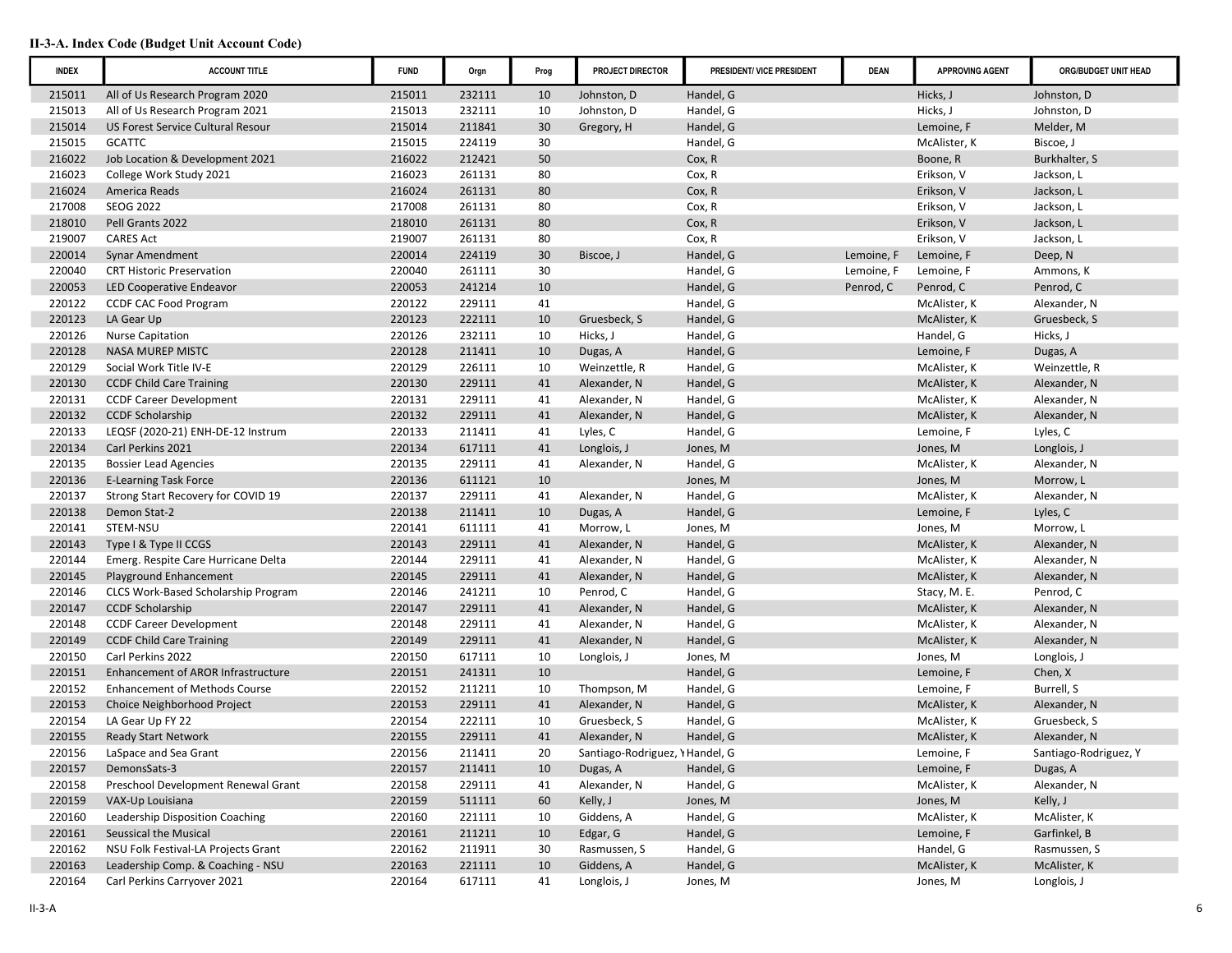**II-3-A. Index Code (Budget Unit Account Code)**

| INDEX | ACCOUNT TITLE | FUND | Orgn | Prog | PROJECT DIRECTOR | PRESIDENT/ VICE PRESIDENT | DEAN | APPROVING AGENT | ORG/BUDGET UNIT HEAD |
|---|---|---|---|---|---|---|---|---|---|
| 215011 | All of Us Research Program 2020 | 215011 | 232111 | 10 | Johnston, D | Handel, G | | Hicks, J | Johnston, D |
| 215013 | All of Us Research Program 2021 | 215013 | 232111 | 10 | Johnston, D | Handel, G | | Hicks, J | Johnston, D |
| 215014 | US Forest Service Cultural Resour | 215014 | 211841 | 30 | Gregory, H | Handel, G | | Lemoine, F | Melder, M |
| 215015 | GCATTC | 215015 | 224119 | 30 | | Handel, G | | McAlister, K | Biscoe, J |
| 216022 | Job Location & Development 2021 | 216022 | 212421 | 50 | | Cox, R | | Boone, R | Burkhalter, S |
| 216023 | College Work Study 2021 | 216023 | 261131 | 80 | | Cox, R | | Erikson, V | Jackson, L |
| 216024 | America Reads | 216024 | 261131 | 80 | | Cox, R | | Erikson, V | Jackson, L |
| 217008 | SEOG 2022 | 217008 | 261131 | 80 | | Cox, R | | Erikson, V | Jackson, L |
| 218010 | Pell Grants 2022 | 218010 | 261131 | 80 | | Cox, R | | Erikson, V | Jackson, L |
| 219007 | CARES Act | 219007 | 261131 | 80 | | Cox, R | | Erikson, V | Jackson, L |
| 220014 | Synar Amendment | 220014 | 224119 | 30 | Biscoe, J | Handel, G | Lemoine, F | Lemoine, F | Deep, N |
| 220040 | CRT Historic Preservation | 220040 | 261111 | 30 | | Handel, G | Lemoine, F | Lemoine, F | Ammons, K |
| 220053 | LED Cooperative Endeavor | 220053 | 241214 | 10 | | Handel, G | Penrod, C | Penrod, C | Penrod, C |
| 220122 | CCDF CAC Food Program | 220122 | 229111 | 41 | | Handel, G | | McAlister, K | Alexander, N |
| 220123 | LA Gear Up | 220123 | 222111 | 10 | Gruesbeck, S | Handel, G | | McAlister, K | Gruesbeck, S |
| 220126 | Nurse Capitation | 220126 | 232111 | 10 | Hicks, J | Handel, G | | Handel, G | Hicks, J |
| 220128 | NASA MUREP MISTC | 220128 | 211411 | 10 | Dugas, A | Handel, G | | Lemoine, F | Dugas, A |
| 220129 | Social Work Title IV-E | 220129 | 226111 | 10 | Weinzettle, R | Handel, G | | McAlister, K | Weinzettle, R |
| 220130 | CCDF Child Care Training | 220130 | 229111 | 41 | Alexander, N | Handel, G | | McAlister, K | Alexander, N |
| 220131 | CCDF Career Development | 220131 | 229111 | 41 | Alexander, N | Handel, G | | McAlister, K | Alexander, N |
| 220132 | CCDF Scholarship | 220132 | 229111 | 41 | Alexander, N | Handel, G | | McAlister, K | Alexander, N |
| 220133 | LEQSF (2020-21) ENH-DE-12 Instrum | 220133 | 211411 | 41 | Lyles, C | Handel, G | | Lemoine, F | Lyles, C |
| 220134 | Carl Perkins 2021 | 220134 | 617111 | 41 | Longlois, J | Jones, M | | Jones, M | Longlois, J |
| 220135 | Bossier Lead Agencies | 220135 | 229111 | 41 | Alexander, N | Handel, G | | McAlister, K | Alexander, N |
| 220136 | E-Learning Task Force | 220136 | 611121 | 10 | | Jones, M | | Jones, M | Morrow, L |
| 220137 | Strong Start Recovery for COVID 19 | 220137 | 229111 | 41 | Alexander, N | Handel, G | | McAlister, K | Alexander, N |
| 220138 | Demon Stat-2 | 220138 | 211411 | 10 | Dugas, A | Handel, G | | Lemoine, F | Lyles, C |
| 220141 | STEM-NSU | 220141 | 611111 | 41 | Morrow, L | Jones, M | | Jones, M | Morrow, L |
| 220143 | Type I & Type II CCGS | 220143 | 229111 | 41 | Alexander, N | Handel, G | | McAlister, K | Alexander, N |
| 220144 | Emerg. Respite Care Hurricane Delta | 220144 | 229111 | 41 | Alexander, N | Handel, G | | McAlister, K | Alexander, N |
| 220145 | Playground Enhancement | 220145 | 229111 | 41 | Alexander, N | Handel, G | | McAlister, K | Alexander, N |
| 220146 | CLCS Work-Based Scholarship Program | 220146 | 241211 | 10 | Penrod, C | Handel, G | | Stacy, M. E. | Penrod, C |
| 220147 | CCDF Scholarship | 220147 | 229111 | 41 | Alexander, N | Handel, G | | McAlister, K | Alexander, N |
| 220148 | CCDF Career Development | 220148 | 229111 | 41 | Alexander, N | Handel, G | | McAlister, K | Alexander, N |
| 220149 | CCDF Child Care Training | 220149 | 229111 | 41 | Alexander, N | Handel, G | | McAlister, K | Alexander, N |
| 220150 | Carl Perkins 2022 | 220150 | 617111 | 10 | Longlois, J | Jones, M | | Jones, M | Longlois, J |
| 220151 | Enhancement of AROR Infrastructure | 220151 | 241311 | 10 | | Handel, G | | Lemoine, F | Chen, X |
| 220152 | Enhancement of Methods Course | 220152 | 211211 | 10 | Thompson, M | Handel, G | | Lemoine, F | Burrell, S |
| 220153 | Choice Neighborhood Project | 220153 | 229111 | 41 | Alexander, N | Handel, G | | McAlister, K | Alexander, N |
| 220154 | LA Gear Up FY 22 | 220154 | 222111 | 10 | Gruesbeck, S | Handel, G | | McAlister, K | Gruesbeck, S |
| 220155 | Ready Start Network | 220155 | 229111 | 41 | Alexander, N | Handel, G | | McAlister, K | Alexander, N |
| 220156 | LaSpace and Sea Grant | 220156 | 211411 | 20 | Santiago-Rodriguez, Y | Handel, G | | Lemoine, F | Santiago-Rodriguez, Y |
| 220157 | DemonsSats-3 | 220157 | 211411 | 10 | Dugas, A | Handel, G | | Lemoine, F | Dugas, A |
| 220158 | Preschool Development Renewal Grant | 220158 | 229111 | 41 | Alexander, N | Handel, G | | McAlister, K | Alexander, N |
| 220159 | VAX-Up Louisiana | 220159 | 511111 | 60 | Kelly, J | Jones, M | | Jones, M | Kelly, J |
| 220160 | Leadership Disposition Coaching | 220160 | 221111 | 10 | Giddens, A | Handel, G | | McAlister, K | McAlister, K |
| 220161 | Seussical the Musical | 220161 | 211211 | 10 | Edgar, G | Handel, G | | Lemoine, F | Garfinkel, B |
| 220162 | NSU Folk Festival-LA Projects Grant | 220162 | 211911 | 30 | Rasmussen, S | Handel, G | | Handel, G | Rasmussen, S |
| 220163 | Leadership Comp. & Coaching - NSU | 220163 | 221111 | 10 | Giddens, A | Handel, G | | McAlister, K | McAlister, K |
| 220164 | Carl Perkins Carryover 2021 | 220164 | 617111 | 41 | Longlois, J | Jones, M | | Jones, M | Longlois, J |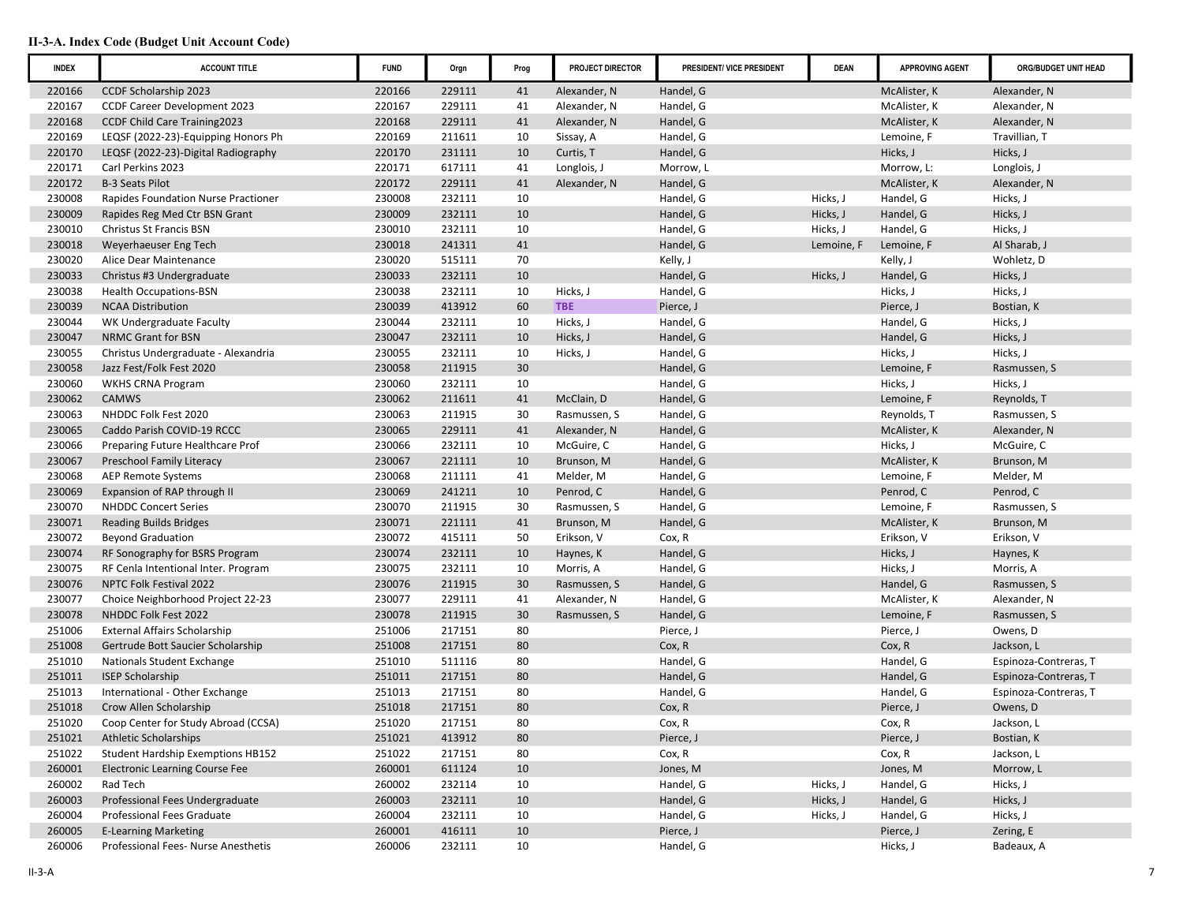**II-3-A. Index Code (Budget Unit Account Code)**

| INDEX | ACCOUNT TITLE | FUND | Orgn | Prog | PROJECT DIRECTOR | PRESIDENT/ VICE PRESIDENT | DEAN | APPROVING AGENT | ORG/BUDGET UNIT HEAD |
|---|---|---|---|---|---|---|---|---|---|
| 220166 | CCDF Scholarship 2023 | 220166 | 229111 | 41 | Alexander, N | Handel, G | | McAlister, K | Alexander, N |
| 220167 | CCDF Career Development 2023 | 220167 | 229111 | 41 | Alexander, N | Handel, G | | McAlister, K | Alexander, N |
| 220168 | CCDF Child Care Training2023 | 220168 | 229111 | 41 | Alexander, N | Handel, G | | McAlister, K | Alexander, N |
| 220169 | LEQSF (2022-23)-Equipping Honors Ph | 220169 | 211611 | 10 | Sissay, A | Handel, G | | Lemoine, F | Travillian, T |
| 220170 | LEQSF (2022-23)-Digital Radiography | 220170 | 231111 | 10 | Curtis, T | Handel, G | | Hicks, J | Hicks, J |
| 220171 | Carl Perkins 2023 | 220171 | 617111 | 41 | Longlois, J | Morrow, L | | Morrow, L: | Longlois, J |
| 220172 | B-3 Seats Pilot | 220172 | 229111 | 41 | Alexander, N | Handel, G | | McAlister, K | Alexander, N |
| 230008 | Rapides Foundation Nurse Practioner | 230008 | 232111 | 10 | | Handel, G | Hicks, J | Handel, G | Hicks, J |
| 230009 | Rapides Reg Med Ctr BSN Grant | 230009 | 232111 | 10 | | Handel, G | Hicks, J | Handel, G | Hicks, J |
| 230010 | Christus St Francis BSN | 230010 | 232111 | 10 | | Handel, G | Hicks, J | Handel, G | Hicks, J |
| 230018 | Weyerhaeuser Eng Tech | 230018 | 241311 | 41 | | Handel, G | Lemoine, F | Lemoine, F | Al Sharab, J |
| 230020 | Alice Dear Maintenance | 230020 | 515111 | 70 | | Kelly, J | | Kelly, J | Wohletz, D |
| 230033 | Christus #3 Undergraduate | 230033 | 232111 | 10 | | Handel, G | Hicks, J | Handel, G | Hicks, J |
| 230038 | Health Occupations-BSN | 230038 | 232111 | 10 | Hicks, J | Handel, G | | Hicks, J | Hicks, J |
| 230039 | NCAA Distribution | 230039 | 413912 | 60 | TBE | Pierce, J | | Pierce, J | Bostian, K |
| 230044 | WK Undergraduate Faculty | 230044 | 232111 | 10 | Hicks, J | Handel, G | | Handel, G | Hicks, J |
| 230047 | NRMC Grant for BSN | 230047 | 232111 | 10 | Hicks, J | Handel, G | | Handel, G | Hicks, J |
| 230055 | Christus Undergraduate - Alexandria | 230055 | 232111 | 10 | Hicks, J | Handel, G | | Hicks, J | Hicks, J |
| 230058 | Jazz Fest/Folk Fest 2020 | 230058 | 211915 | 30 | | Handel, G | | Lemoine, F | Rasmussen, S |
| 230060 | WKHS CRNA Program | 230060 | 232111 | 10 | | Handel, G | | Hicks, J | Hicks, J |
| 230062 | CAMWS | 230062 | 211611 | 41 | McClain, D | Handel, G | | Lemoine, F | Reynolds, T |
| 230063 | NHDDC Folk Fest 2020 | 230063 | 211915 | 30 | Rasmussen, S | Handel, G | | Reynolds, T | Rasmussen, S |
| 230065 | Caddo Parish COVID-19 RCCC | 230065 | 229111 | 41 | Alexander, N | Handel, G | | McAlister, K | Alexander, N |
| 230066 | Preparing Future Healthcare Prof | 230066 | 232111 | 10 | McGuire, C | Handel, G | | Hicks, J | McGuire, C |
| 230067 | Preschool Family Literacy | 230067 | 221111 | 10 | Brunson, M | Handel, G | | McAlister, K | Brunson, M |
| 230068 | AEP Remote Systems | 230068 | 211111 | 41 | Melder, M | Handel, G | | Lemoine, F | Melder, M |
| 230069 | Expansion of RAP through II | 230069 | 241211 | 10 | Penrod, C | Handel, G | | Penrod, C | Penrod, C |
| 230070 | NHDDC Concert Series | 230070 | 211915 | 30 | Rasmussen, S | Handel, G | | Lemoine, F | Rasmussen, S |
| 230071 | Reading Builds Bridges | 230071 | 221111 | 41 | Brunson, M | Handel, G | | McAlister, K | Brunson, M |
| 230072 | Beyond Graduation | 230072 | 415111 | 50 | Erikson, V | Cox, R | | Erikson, V | Erikson, V |
| 230074 | RF Sonography for BSRS Program | 230074 | 232111 | 10 | Haynes, K | Handel, G | | Hicks, J | Haynes, K |
| 230075 | RF Cenla Intentional Inter. Program | 230075 | 232111 | 10 | Morris, A | Handel, G | | Hicks, J | Morris, A |
| 230076 | NPTC Folk Festival 2022 | 230076 | 211915 | 30 | Rasmussen, S | Handel, G | | Handel, G | Rasmussen, S |
| 230077 | Choice Neighborhood Project 22-23 | 230077 | 229111 | 41 | Alexander, N | Handel, G | | McAlister, K | Alexander, N |
| 230078 | NHDDC Folk Fest 2022 | 230078 | 211915 | 30 | Rasmussen, S | Handel, G | | Lemoine, F | Rasmussen, S |
| 251006 | External Affairs Scholarship | 251006 | 217151 | 80 | | Pierce, J | | Pierce, J | Owens, D |
| 251008 | Gertrude Bott Saucier Scholarship | 251008 | 217151 | 80 | | Cox, R | | Cox, R | Jackson, L |
| 251010 | Nationals Student Exchange | 251010 | 511116 | 80 | | Handel, G | | Handel, G | Espinoza-Contreras, T |
| 251011 | ISEP Scholarship | 251011 | 217151 | 80 | | Handel, G | | Handel, G | Espinoza-Contreras, T |
| 251013 | International - Other Exchange | 251013 | 217151 | 80 | | Handel, G | | Handel, G | Espinoza-Contreras, T |
| 251018 | Crow Allen Scholarship | 251018 | 217151 | 80 | | Cox, R | | Pierce, J | Owens, D |
| 251020 | Coop Center for Study Abroad (CCSA) | 251020 | 217151 | 80 | | Cox, R | | Cox, R | Jackson, L |
| 251021 | Athletic Scholarships | 251021 | 413912 | 80 | | Pierce, J | | Pierce, J | Bostian, K |
| 251022 | Student Hardship Exemptions HB152 | 251022 | 217151 | 80 | | Cox, R | | Cox, R | Jackson, L |
| 260001 | Electronic Learning Course Fee | 260001 | 611124 | 10 | | Jones, M | | Jones, M | Morrow, L |
| 260002 | Rad Tech | 260002 | 232114 | 10 | | Handel, G | Hicks, J | Handel, G | Hicks, J |
| 260003 | Professional Fees Undergraduate | 260003 | 232111 | 10 | | Handel, G | Hicks, J | Handel, G | Hicks, J |
| 260004 | Professional Fees Graduate | 260004 | 232111 | 10 | | Handel, G | Hicks, J | Handel, G | Hicks, J |
| 260005 | E-Learning Marketing | 260001 | 416111 | 10 | | Pierce, J | | Pierce, J | Zering, E |
| 260006 | Professional Fees- Nurse Anesthetis | 260006 | 232111 | 10 | | Handel, G | | Hicks, J | Badeaux, A |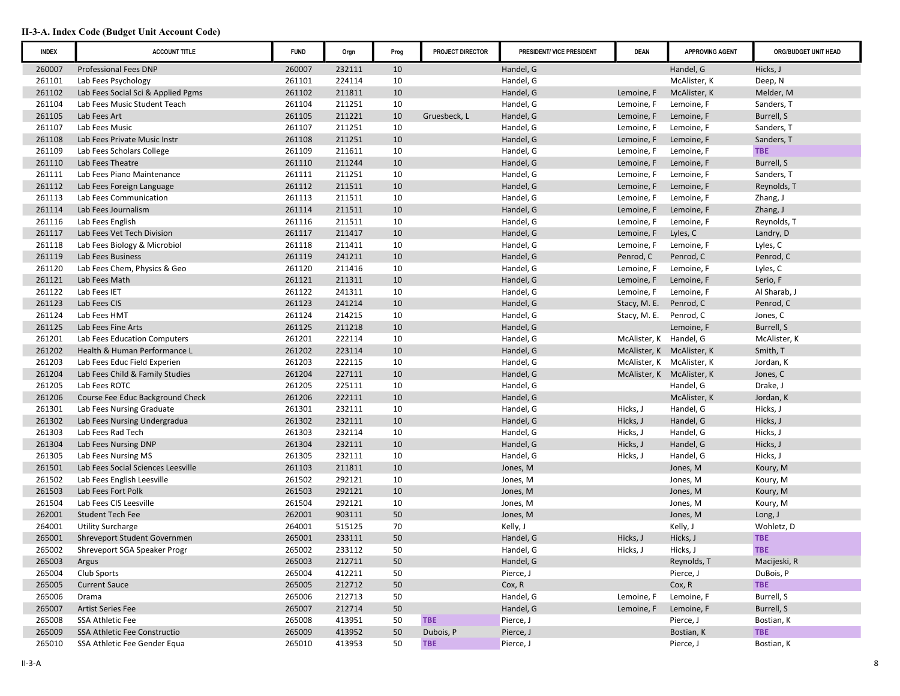**II-3-A. Index Code (Budget Unit Account Code)**

| INDEX | ACCOUNT TITLE | FUND | Orgn | Prog | PROJECT DIRECTOR | PRESIDENT/ VICE PRESIDENT | DEAN | APPROVING AGENT | ORG/BUDGET UNIT HEAD |
|---|---|---|---|---|---|---|---|---|---|
| 260007 | Professional Fees DNP | 260007 | 232111 | 10 | | Handel, G | | Handel, G | Hicks, J |
| 261101 | Lab Fees Psychology | 261101 | 224114 | 10 | | Handel, G | | McAlister, K | Deep, N |
| 261102 | Lab Fees Social Sci & Applied Pgms | 261102 | 211811 | 10 | | Handel, G | Lemoine, F | McAlister, K | Melder, M |
| 261104 | Lab Fees Music Student Teach | 261104 | 211251 | 10 | | Handel, G | Lemoine, F | Lemoine, F | Sanders, T |
| 261105 | Lab Fees Art | 261105 | 211221 | 10 | Gruesbeck, L | Handel, G | Lemoine, F | Lemoine, F | Burrell, S |
| 261107 | Lab Fees Music | 261107 | 211251 | 10 | | Handel, G | Lemoine, F | Lemoine, F | Sanders, T |
| 261108 | Lab Fees Private Music Instr | 261108 | 211251 | 10 | | Handel, G | Lemoine, F | Lemoine, F | Sanders, T |
| 261109 | Lab Fees Scholars College | 261109 | 211611 | 10 | | Handel, G | Lemoine, F | Lemoine, F | TBE |
| 261110 | Lab Fees Theatre | 261110 | 211244 | 10 | | Handel, G | Lemoine, F | Lemoine, F | Burrell, S |
| 261111 | Lab Fees Piano Maintenance | 261111 | 211251 | 10 | | Handel, G | Lemoine, F | Lemoine, F | Sanders, T |
| 261112 | Lab Fees Foreign Language | 261112 | 211511 | 10 | | Handel, G | Lemoine, F | Lemoine, F | Reynolds, T |
| 261113 | Lab Fees Communication | 261113 | 211511 | 10 | | Handel, G | Lemoine, F | Lemoine, F | Zhang, J |
| 261114 | Lab Fees Journalism | 261114 | 211511 | 10 | | Handel, G | Lemoine, F | Lemoine, F | Zhang, J |
| 261116 | Lab Fees English | 261116 | 211511 | 10 | | Handel, G | Lemoine, F | Lemoine, F | Reynolds, T |
| 261117 | Lab Fees Vet Tech Division | 261117 | 211417 | 10 | | Handel, G | Lemoine, F | Lyles, C | Landry, D |
| 261118 | Lab Fees Biology & Microbiol | 261118 | 211411 | 10 | | Handel, G | Lemoine, F | Lemoine, F | Lyles, C |
| 261119 | Lab Fees Business | 261119 | 241211 | 10 | | Handel, G | Penrod, C | Penrod, C | Penrod, C |
| 261120 | Lab Fees Chem, Physics & Geo | 261120 | 211416 | 10 | | Handel, G | Lemoine, F | Lemoine, F | Lyles, C |
| 261121 | Lab Fees Math | 261121 | 211311 | 10 | | Handel, G | Lemoine, F | Lemoine, F | Serio, F |
| 261122 | Lab Fees IET | 261122 | 241311 | 10 | | Handel, G | Lemoine, F | Lemoine, F | Al Sharab, J |
| 261123 | Lab Fees CIS | 261123 | 241214 | 10 | | Handel, G | Stacy, M. E. | Penrod, C | Penrod, C |
| 261124 | Lab Fees HMT | 261124 | 214215 | 10 | | Handel, G | Stacy, M. E. | Penrod, C | Jones, C |
| 261125 | Lab Fees Fine Arts | 261125 | 211218 | 10 | | Handel, G | | Lemoine, F | Burrell, S |
| 261201 | Lab Fees Education Computers | 261201 | 222114 | 10 | | Handel, G | McAlister, K | Handel, G | McAlister, K |
| 261202 | Health & Human Performance L | 261202 | 223114 | 10 | | Handel, G | McAlister, K | McAlister, K | Smith, T |
| 261203 | Lab Fees Educ Field Experien | 261203 | 222115 | 10 | | Handel, G | McAlister, K | McAlister, K | Jordan, K |
| 261204 | Lab Fees Child & Family Studies | 261204 | 227111 | 10 | | Handel, G | McAlister, K | McAlister, K | Jones, C |
| 261205 | Lab Fees ROTC | 261205 | 225111 | 10 | | Handel, G | | Handel, G | Drake, J |
| 261206 | Course Fee Educ Background Check | 261206 | 222111 | 10 | | Handel, G | | McAlister, K | Jordan, K |
| 261301 | Lab Fees Nursing Graduate | 261301 | 232111 | 10 | | Handel, G | Hicks, J | Handel, G | Hicks, J |
| 261302 | Lab Fees Nursing Undergradua | 261302 | 232111 | 10 | | Handel, G | Hicks, J | Handel, G | Hicks, J |
| 261303 | Lab Fees Rad Tech | 261303 | 232114 | 10 | | Handel, G | Hicks, J | Handel, G | Hicks, J |
| 261304 | Lab Fees Nursing DNP | 261304 | 232111 | 10 | | Handel, G | Hicks, J | Handel, G | Hicks, J |
| 261305 | Lab Fees Nursing MS | 261305 | 232111 | 10 | | Handel, G | Hicks, J | Handel, G | Hicks, J |
| 261501 | Lab Fees Social Sciences Leesville | 261103 | 211811 | 10 | | Jones, M | | Jones, M | Koury, M |
| 261502 | Lab Fees English Leesville | 261502 | 292121 | 10 | | Jones, M | | Jones, M | Koury, M |
| 261503 | Lab Fees Fort Polk | 261503 | 292121 | 10 | | Jones, M | | Jones, M | Koury, M |
| 261504 | Lab Fees CIS Leesville | 261504 | 292121 | 10 | | Jones, M | | Jones, M | Koury, M |
| 262001 | Student Tech Fee | 262001 | 903111 | 50 | | Jones, M | | Jones, M | Long, J |
| 264001 | Utility Surcharge | 264001 | 515125 | 70 | | Kelly, J | | Kelly, J | Wohletz, D |
| 265001 | Shreveport Student Governmen | 265001 | 233111 | 50 | | Handel, G | Hicks, J | Hicks, J | TBE |
| 265002 | Shreveport SGA Speaker Progr | 265002 | 233112 | 50 | | Handel, G | Hicks, J | Hicks, J | TBE |
| 265003 | Argus | 265003 | 212711 | 50 | | Handel, G | | Reynolds, T | Macijeski, R |
| 265004 | Club Sports | 265004 | 412211 | 50 | | Pierce, J | | Pierce, J | DuBois, P |
| 265005 | Current Sauce | 265005 | 212712 | 50 | | Cox, R | | Cox, R | TBE |
| 265006 | Drama | 265006 | 212713 | 50 | | Handel, G | Lemoine, F | Lemoine, F | Burrell, S |
| 265007 | Artist Series Fee | 265007 | 212714 | 50 | | Handel, G | Lemoine, F | Lemoine, F | Burrell, S |
| 265008 | SSA Athletic Fee | 265008 | 413951 | 50 | TBE | Pierce, J | | Pierce, J | Bostian, K |
| 265009 | SSA Athletic Fee Constructio | 265009 | 413952 | 50 | Dubois, P | Pierce, J | | Bostian, K | TBE |
| 265010 | SSA Athletic Fee Gender Equa | 265010 | 413953 | 50 | TBE | Pierce, J | | Pierce, J | Bostian, K |

II-3-A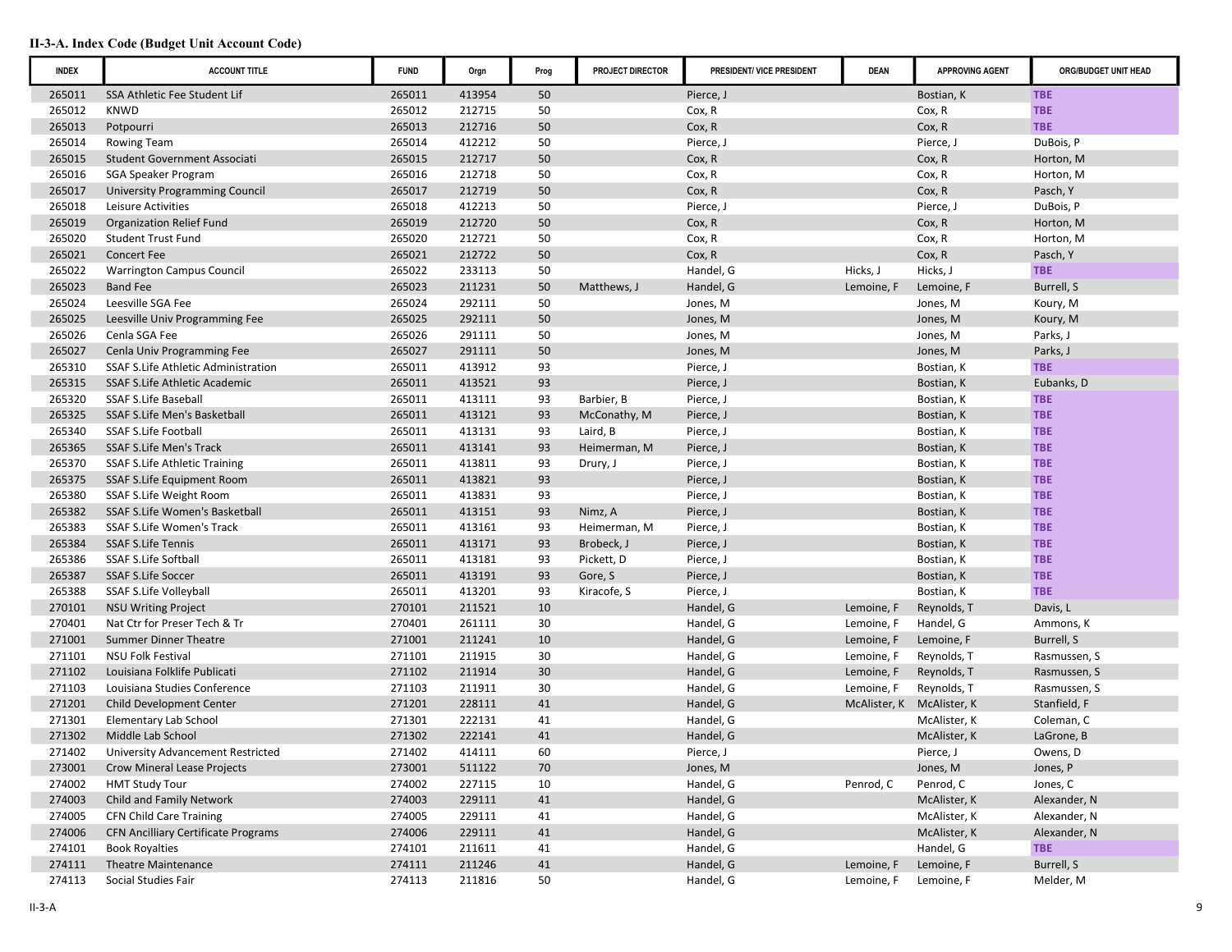**II-3-A. Index Code (Budget Unit Account Code)**

| INDEX | ACCOUNT TITLE | FUND | Orgn | Prog | PROJECT DIRECTOR | PRESIDENT/ VICE PRESIDENT | DEAN | APPROVING AGENT | ORG/BUDGET UNIT HEAD |
|---|---|---|---|---|---|---|---|---|---|
| 265011 | SSA Athletic Fee Student Lif | 265011 | 413954 | 50 | | Pierce, J | | Bostian, K | TBE |
| 265012 | KNWD | 265012 | 212715 | 50 | | Cox, R | | Cox, R | TBE |
| 265013 | Potpourri | 265013 | 212716 | 50 | | Cox, R | | Cox, R | TBE |
| 265014 | Rowing Team | 265014 | 412212 | 50 | | Pierce, J | | Pierce, J | DuBois, P |
| 265015 | Student Government Associati | 265015 | 212717 | 50 | | Cox, R | | Cox, R | Horton, M |
| 265016 | SGA Speaker Program | 265016 | 212718 | 50 | | Cox, R | | Cox, R | Horton, M |
| 265017 | University Programming Council | 265017 | 212719 | 50 | | Cox, R | | Cox, R | Pasch, Y |
| 265018 | Leisure Activities | 265018 | 412213 | 50 | | Pierce, J | | Pierce, J | DuBois, P |
| 265019 | Organization Relief Fund | 265019 | 212720 | 50 | | Cox, R | | Cox, R | Horton, M |
| 265020 | Student Trust Fund | 265020 | 212721 | 50 | | Cox, R | | Cox, R | Horton, M |
| 265021 | Concert Fee | 265021 | 212722 | 50 | | Cox, R | | Cox, R | Pasch, Y |
| 265022 | Warrington Campus Council | 265022 | 233113 | 50 | | Handel, G | Hicks, J | Hicks, J | TBE |
| 265023 | Band Fee | 265023 | 211231 | 50 | Matthews, J | Handel, G | Lemoine, F | Lemoine, F | Burrell, S |
| 265024 | Leesville SGA Fee | 265024 | 292111 | 50 | | Jones, M | | Jones, M | Koury, M |
| 265025 | Leesville Univ Programming Fee | 265025 | 292111 | 50 | | Jones, M | | Jones, M | Koury, M |
| 265026 | Cenla SGA Fee | 265026 | 291111 | 50 | | Jones, M | | Jones, M | Parks, J |
| 265027 | Cenla Univ Programming Fee | 265027 | 291111 | 50 | | Jones, M | | Jones, M | Parks, J |
| 265310 | SSAF S.Life Athletic Administration | 265011 | 413912 | 93 | | Pierce, J | | Bostian, K | TBE |
| 265315 | SSAF S.Life Athletic Academic | 265011 | 413521 | 93 | | Pierce, J | | Bostian, K | Eubanks, D |
| 265320 | SSAF S.Life Baseball | 265011 | 413111 | 93 | Barbier, B | Pierce, J | | Bostian, K | TBE |
| 265325 | SSAF S.Life Men's Basketball | 265011 | 413121 | 93 | McConathy, M | Pierce, J | | Bostian, K | TBE |
| 265340 | SSAF S.Life Football | 265011 | 413131 | 93 | Laird, B | Pierce, J | | Bostian, K | TBE |
| 265365 | SSAF S.Life Men's Track | 265011 | 413141 | 93 | Heimerman, M | Pierce, J | | Bostian, K | TBE |
| 265370 | SSAF S.Life Athletic Training | 265011 | 413811 | 93 | Drury, J | Pierce, J | | Bostian, K | TBE |
| 265375 | SSAF S.Life Equipment Room | 265011 | 413821 | 93 | | Pierce, J | | Bostian, K | TBE |
| 265380 | SSAF S.Life Weight Room | 265011 | 413831 | 93 | | Pierce, J | | Bostian, K | TBE |
| 265382 | SSAF S.Life Women's Basketball | 265011 | 413151 | 93 | Nimz, A | Pierce, J | | Bostian, K | TBE |
| 265383 | SSAF S.Life Women's Track | 265011 | 413161 | 93 | Heimerman, M | Pierce, J | | Bostian, K | TBE |
| 265384 | SSAF S.Life Tennis | 265011 | 413171 | 93 | Brobeck, J | Pierce, J | | Bostian, K | TBE |
| 265386 | SSAF S.Life Softball | 265011 | 413181 | 93 | Pickett, D | Pierce, J | | Bostian, K | TBE |
| 265387 | SSAF S.Life Soccer | 265011 | 413191 | 93 | Gore, S | Pierce, J | | Bostian, K | TBE |
| 265388 | SSAF S.Life Volleyball | 265011 | 413201 | 93 | Kiracofe, S | Pierce, J | | Bostian, K | TBE |
| 270101 | NSU Writing Project | 270101 | 211521 | 10 | | Handel, G | Lemoine, F | Reynolds, T | Davis, L |
| 270401 | Nat Ctr for Preser Tech & Tr | 270401 | 261111 | 30 | | Handel, G | Lemoine, F | Handel, G | Ammons, K |
| 271001 | Summer Dinner Theatre | 271001 | 211241 | 10 | | Handel, G | Lemoine, F | Lemoine, F | Burrell, S |
| 271101 | NSU Folk Festival | 271101 | 211915 | 30 | | Handel, G | Lemoine, F | Reynolds, T | Rasmussen, S |
| 271102 | Louisiana Folklife Publicati | 271102 | 211914 | 30 | | Handel, G | Lemoine, F | Reynolds, T | Rasmussen, S |
| 271103 | Louisiana Studies Conference | 271103 | 211911 | 30 | | Handel, G | Lemoine, F | Reynolds, T | Rasmussen, S |
| 271201 | Child Development Center | 271201 | 228111 | 41 | | Handel, G | McAlister, K | McAlister, K | Stanfield, F |
| 271301 | Elementary Lab School | 271301 | 222131 | 41 | | Handel, G | | McAlister, K | Coleman, C |
| 271302 | Middle Lab School | 271302 | 222141 | 41 | | Handel, G | | McAlister, K | LaGrone, B |
| 271402 | University Advancement Restricted | 271402 | 414111 | 60 | | Pierce, J | | Pierce, J | Owens, D |
| 273001 | Crow Mineral Lease Projects | 273001 | 511122 | 70 | | Jones, M | | Jones, M | Jones, P |
| 274002 | HMT Study Tour | 274002 | 227115 | 10 | | Handel, G | Penrod, C | Penrod, C | Jones, C |
| 274003 | Child and Family Network | 274003 | 229111 | 41 | | Handel, G | | McAlister, K | Alexander, N |
| 274005 | CFN Child Care Training | 274005 | 229111 | 41 | | Handel, G | | McAlister, K | Alexander, N |
| 274006 | CFN Ancilliary Certificate Programs | 274006 | 229111 | 41 | | Handel, G | | McAlister, K | Alexander, N |
| 274101 | Book Royalties | 274101 | 211611 | 41 | | Handel, G | | Handel, G | TBE |
| 274111 | Theatre Maintenance | 274111 | 211246 | 41 | | Handel, G | Lemoine, F | Lemoine, F | Burrell, S |
| 274113 | Social Studies Fair | 274113 | 211816 | 50 | | Handel, G | Lemoine, F | Lemoine, F | Melder, M |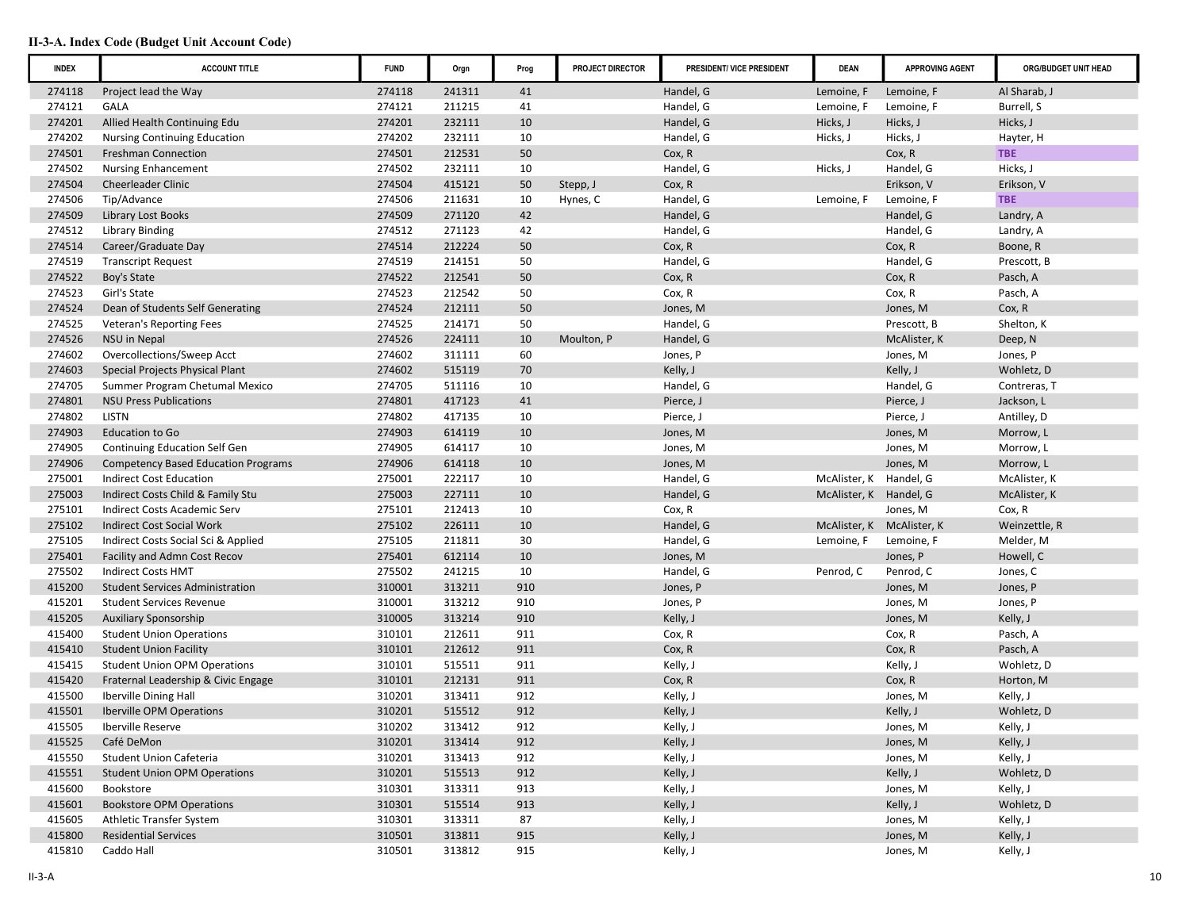**II-3-A. Index Code (Budget Unit Account Code)**

| INDEX | ACCOUNT TITLE | FUND | Orgn | Prog | PROJECT DIRECTOR | PRESIDENT/ VICE PRESIDENT | DEAN | APPROVING AGENT | ORG/BUDGET UNIT HEAD |
|---|---|---|---|---|---|---|---|---|---|
| 274118 | Project lead the Way | 274118 | 241311 | 41 | | Handel, G | Lemoine, F | Lemoine, F | Al Sharab, J |
| 274121 | GALA | 274121 | 211215 | 41 | | Handel, G | Lemoine, F | Lemoine, F | Burrell, S |
| 274201 | Allied Health Continuing Edu | 274201 | 232111 | 10 | | Handel, G | Hicks, J | Hicks, J | Hicks, J |
| 274202 | Nursing Continuing Education | 274202 | 232111 | 10 | | Handel, G | Hicks, J | Hicks, J | Hayter, H |
| 274501 | Freshman Connection | 274501 | 212531 | 50 | | Cox, R | | Cox, R | TBE |
| 274502 | Nursing Enhancement | 274502 | 232111 | 10 | | Handel, G | Hicks, J | Handel, G | Hicks, J |
| 274504 | Cheerleader Clinic | 274504 | 415121 | 50 | Stepp, J | Cox, R | | Erikson, V | Erikson, V |
| 274506 | Tip/Advance | 274506 | 211631 | 10 | Hynes, C | Handel, G | Lemoine, F | Lemoine, F | TBE |
| 274509 | Library Lost Books | 274509 | 271120 | 42 | | Handel, G | | Handel, G | Landry, A |
| 274512 | Library Binding | 274512 | 271123 | 42 | | Handel, G | | Handel, G | Landry, A |
| 274514 | Career/Graduate Day | 274514 | 212224 | 50 | | Cox, R | | Cox, R | Boone, R |
| 274519 | Transcript Request | 274519 | 214151 | 50 | | Handel, G | | Handel, G | Prescott, B |
| 274522 | Boy's State | 274522 | 212541 | 50 | | Cox, R | | Cox, R | Pasch, A |
| 274523 | Girl's State | 274523 | 212542 | 50 | | Cox, R | | Cox, R | Pasch, A |
| 274524 | Dean of Students Self Generating | 274524 | 212111 | 50 | | Jones, M | | Jones, M | Cox, R |
| 274525 | Veteran's Reporting Fees | 274525 | 214171 | 50 | | Handel, G | | Prescott, B | Shelton, K |
| 274526 | NSU in Nepal | 274526 | 224111 | 10 | Moulton, P | Handel, G | | McAlister, K | Deep, N |
| 274602 | Overcollections/Sweep Acct | 274602 | 311111 | 60 | | Jones, P | | Jones, M | Jones, P |
| 274603 | Special Projects Physical Plant | 274602 | 515119 | 70 | | Kelly, J | | Kelly, J | Wohletz, D |
| 274705 | Summer Program Chetumal Mexico | 274705 | 511116 | 10 | | Handel, G | | Handel, G | Contreras, T |
| 274801 | NSU Press Publications | 274801 | 417123 | 41 | | Pierce, J | | Pierce, J | Jackson, L |
| 274802 | LISTN | 274802 | 417135 | 10 | | Pierce, J | | Pierce, J | Antilley, D |
| 274903 | Education to Go | 274903 | 614119 | 10 | | Jones, M | | Jones, M | Morrow, L |
| 274905 | Continuing Education Self Gen | 274905 | 614117 | 10 | | Jones, M | | Jones, M | Morrow, L |
| 274906 | Competency Based Education Programs | 274906 | 614118 | 10 | | Jones, M | | Jones, M | Morrow, L |
| 275001 | Indirect Cost Education | 275001 | 222117 | 10 | | Handel, G | McAlister, K | Handel, G | McAlister, K |
| 275003 | Indirect Costs Child & Family Stu | 275003 | 227111 | 10 | | Handel, G | McAlister, K | Handel, G | McAlister, K |
| 275101 | Indirect Costs Academic Serv | 275101 | 212413 | 10 | | Cox, R | | Jones, M | Cox, R |
| 275102 | Indirect Cost Social Work | 275102 | 226111 | 10 | | Handel, G | McAlister, K | McAlister, K | Weinzettle, R |
| 275105 | Indirect Costs Social Sci & Applied | 275105 | 211811 | 30 | | Handel, G | Lemoine, F | Lemoine, F | Melder, M |
| 275401 | Facility and Admn Cost Recov | 275401 | 612114 | 10 | | Jones, M | | Jones, P | Howell, C |
| 275502 | Indirect Costs HMT | 275502 | 241215 | 10 | | Handel, G | Penrod, C | Penrod, C | Jones, C |
| 415200 | Student Services Administration | 310001 | 313211 | 910 | | Jones, P | | Jones, M | Jones, P |
| 415201 | Student Services Revenue | 310001 | 313212 | 910 | | Jones, P | | Jones, M | Jones, P |
| 415205 | Auxiliary Sponsorship | 310005 | 313214 | 910 | | Kelly, J | | Jones, M | Kelly, J |
| 415400 | Student Union Operations | 310101 | 212611 | 911 | | Cox, R | | Cox, R | Pasch, A |
| 415410 | Student Union Facility | 310101 | 212612 | 911 | | Cox, R | | Cox, R | Pasch, A |
| 415415 | Student Union OPM Operations | 310101 | 515511 | 911 | | Kelly, J | | Kelly, J | Wohletz, D |
| 415420 | Fraternal Leadership & Civic Engage | 310101 | 212131 | 911 | | Cox, R | | Cox, R | Horton, M |
| 415500 | Iberville Dining Hall | 310201 | 313411 | 912 | | Kelly, J | | Jones, M | Kelly, J |
| 415501 | Iberville OPM Operations | 310201 | 515512 | 912 | | Kelly, J | | Kelly, J | Wohletz, D |
| 415505 | Iberville Reserve | 310202 | 313412 | 912 | | Kelly, J | | Jones, M | Kelly, J |
| 415525 | Café DeMon | 310201 | 313414 | 912 | | Kelly, J | | Jones, M | Kelly, J |
| 415550 | Student Union Cafeteria | 310201 | 313413 | 912 | | Kelly, J | | Jones, M | Kelly, J |
| 415551 | Student Union OPM Operations | 310201 | 515513 | 912 | | Kelly, J | | Kelly, J | Wohletz, D |
| 415600 | Bookstore | 310301 | 313311 | 913 | | Kelly, J | | Jones, M | Kelly, J |
| 415601 | Bookstore OPM Operations | 310301 | 515514 | 913 | | Kelly, J | | Kelly, J | Wohletz, D |
| 415605 | Athletic Transfer System | 310301 | 313311 | 87 | | Kelly, J | | Jones, M | Kelly, J |
| 415800 | Residential Services | 310501 | 313811 | 915 | | Kelly, J | | Jones, M | Kelly, J |
| 415810 | Caddo Hall | 310501 | 313812 | 915 | | Kelly, J | | Jones, M | Kelly, J |

II-3-A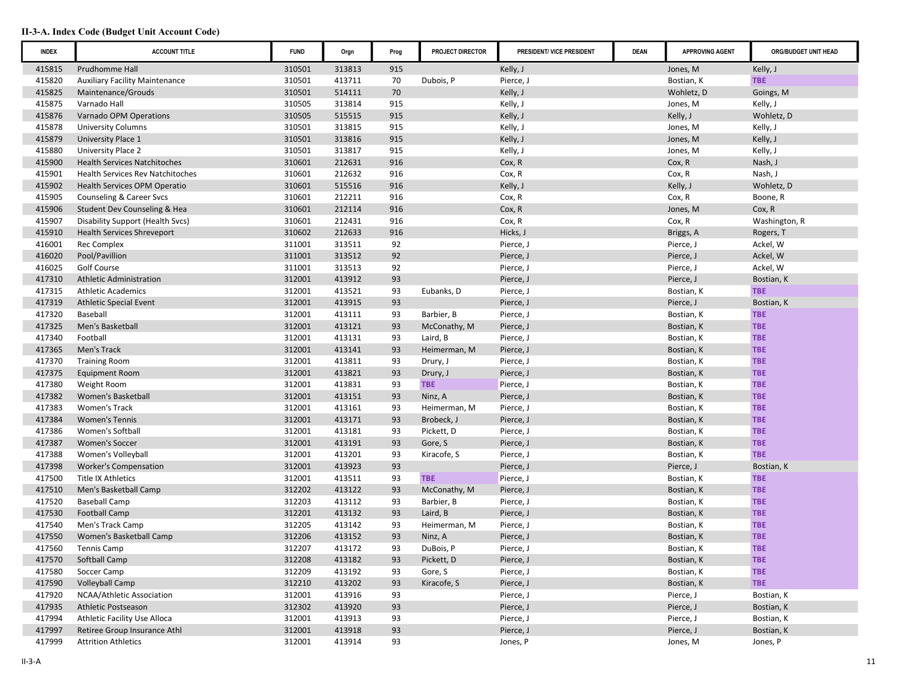**II-3-A. Index Code (Budget Unit Account Code)**

| INDEX | ACCOUNT TITLE | FUND | Orgn | Prog | PROJECT DIRECTOR | PRESIDENT/ VICE PRESIDENT | DEAN | APPROVING AGENT | ORG/BUDGET UNIT HEAD |
|---|---|---|---|---|---|---|---|---|---|
| 415815 | Prudhomme Hall | 310501 | 313813 | 915 | | Kelly, J | | Jones, M | Kelly, J |
| 415820 | Auxiliary Facility Maintenance | 310501 | 413711 | 70 | Dubois, P | Pierce, J | | Bostian, K | TBE |
| 415825 | Maintenance/Grouds | 310501 | 514111 | 70 | | Kelly, J | | Wohletz, D | Goings, M |
| 415875 | Varnado Hall | 310505 | 313814 | 915 | | Kelly, J | | Jones, M | Kelly, J |
| 415876 | Varnado OPM Operations | 310505 | 515515 | 915 | | Kelly, J | | Kelly, J | Wohletz, D |
| 415878 | University Columns | 310501 | 313815 | 915 | | Kelly, J | | Jones, M | Kelly, J |
| 415879 | University Place 1 | 310501 | 313816 | 915 | | Kelly, J | | Jones, M | Kelly, J |
| 415880 | University Place 2 | 310501 | 313817 | 915 | | Kelly, J | | Jones, M | Kelly, J |
| 415900 | Health Services Natchitoches | 310601 | 212631 | 916 | | Cox, R | | Cox, R | Nash, J |
| 415901 | Health Services Rev Natchitoches | 310601 | 212632 | 916 | | Cox, R | | Cox, R | Nash, J |
| 415902 | Health Services OPM Operatio | 310601 | 515516 | 916 | | Kelly, J | | Kelly, J | Wohletz, D |
| 415905 | Counseling & Career Svcs | 310601 | 212211 | 916 | | Cox, R | | Cox, R | Boone, R |
| 415906 | Student Dev Counseling & Hea | 310601 | 212114 | 916 | | Cox, R | | Jones, M | Cox, R |
| 415907 | Disability Support (Health Svcs) | 310601 | 212431 | 916 | | Cox, R | | Cox, R | Washington, R |
| 415910 | Health Services Shreveport | 310602 | 212633 | 916 | | Hicks, J | | Briggs, A | Rogers, T |
| 416001 | Rec Complex | 311001 | 313511 | 92 | | Pierce, J | | Pierce, J | Ackel, W |
| 416020 | Pool/Pavillion | 311001 | 313512 | 92 | | Pierce, J | | Pierce, J | Ackel, W |
| 416025 | Golf Course | 311001 | 313513 | 92 | | Pierce, J | | Pierce, J | Ackel, W |
| 417310 | Athletic Administration | 312001 | 413912 | 93 | | Pierce, J | | Pierce, J | Bostian, K |
| 417315 | Athletic Academics | 312001 | 413521 | 93 | Eubanks, D | Pierce, J | | Bostian, K | TBE |
| 417319 | Athletic Special Event | 312001 | 413915 | 93 | | Pierce, J | | Pierce, J | Bostian, K |
| 417320 | Baseball | 312001 | 413111 | 93 | Barbier, B | Pierce, J | | Bostian, K | TBE |
| 417325 | Men's Basketball | 312001 | 413121 | 93 | McConathy, M | Pierce, J | | Bostian, K | TBE |
| 417340 | Football | 312001 | 413131 | 93 | Laird, B | Pierce, J | | Bostian, K | TBE |
| 417365 | Men's Track | 312001 | 413141 | 93 | Heimerman, M | Pierce, J | | Bostian, K | TBE |
| 417370 | Training Room | 312001 | 413811 | 93 | Drury, J | Pierce, J | | Bostian, K | TBE |
| 417375 | Equipment Room | 312001 | 413821 | 93 | Drury, J | Pierce, J | | Bostian, K | TBE |
| 417380 | Weight Room | 312001 | 413831 | 93 | TBE | Pierce, J | | Bostian, K | TBE |
| 417382 | Women's Basketball | 312001 | 413151 | 93 | Ninz, A | Pierce, J | | Bostian, K | TBE |
| 417383 | Women's Track | 312001 | 413161 | 93 | Heimerman, M | Pierce, J | | Bostian, K | TBE |
| 417384 | Women's Tennis | 312001 | 413171 | 93 | Brobeck, J | Pierce, J | | Bostian, K | TBE |
| 417386 | Women's Softball | 312001 | 413181 | 93 | Pickett, D | Pierce, J | | Bostian, K | TBE |
| 417387 | Women's Soccer | 312001 | 413191 | 93 | Gore, S | Pierce, J | | Bostian, K | TBE |
| 417388 | Women's Volleyball | 312001 | 413201 | 93 | Kiracofe, S | Pierce, J | | Bostian, K | TBE |
| 417398 | Worker's Compensation | 312001 | 413923 | 93 | | Pierce, J | | Pierce, J | Bostian, K |
| 417500 | Title IX Athletics | 312001 | 413511 | 93 | TBE | Pierce, J | | Bostian, K | TBE |
| 417510 | Men's Basketball Camp | 312202 | 413122 | 93 | McConathy, M | Pierce, J | | Bostian, K | TBE |
| 417520 | Baseball Camp | 312203 | 413112 | 93 | Barbier, B | Pierce, J | | Bostian, K | TBE |
| 417530 | Football Camp | 312201 | 413132 | 93 | Laird, B | Pierce, J | | Bostian, K | TBE |
| 417540 | Men's Track Camp | 312205 | 413142 | 93 | Heimerman, M | Pierce, J | | Bostian, K | TBE |
| 417550 | Women's Basketball Camp | 312206 | 413152 | 93 | Ninz, A | Pierce, J | | Bostian, K | TBE |
| 417560 | Tennis Camp | 312207 | 413172 | 93 | DuBois, P | Pierce, J | | Bostian, K | TBE |
| 417570 | Softball Camp | 312208 | 413182 | 93 | Pickett, D | Pierce, J | | Bostian, K | TBE |
| 417580 | Soccer Camp | 312209 | 413192 | 93 | Gore, S | Pierce, J | | Bostian, K | TBE |
| 417590 | Volleyball Camp | 312210 | 413202 | 93 | Kiracofe, S | Pierce, J | | Bostian, K | TBE |
| 417920 | NCAA/Athletic Association | 312001 | 413916 | 93 | | Pierce, J | | Pierce, J | Bostian, K |
| 417935 | Athletic Postseason | 312302 | 413920 | 93 | | Pierce, J | | Pierce, J | Bostian, K |
| 417994 | Athletic Facility Use Alloca | 312001 | 413913 | 93 | | Pierce, J | | Pierce, J | Bostian, K |
| 417997 | Retiree Group Insurance Athl | 312001 | 413918 | 93 | | Pierce, J | | Pierce, J | Bostian, K |
| 417999 | Attrition Athletics | 312001 | 413914 | 93 | | Jones, P | | Jones, M | Jones, P |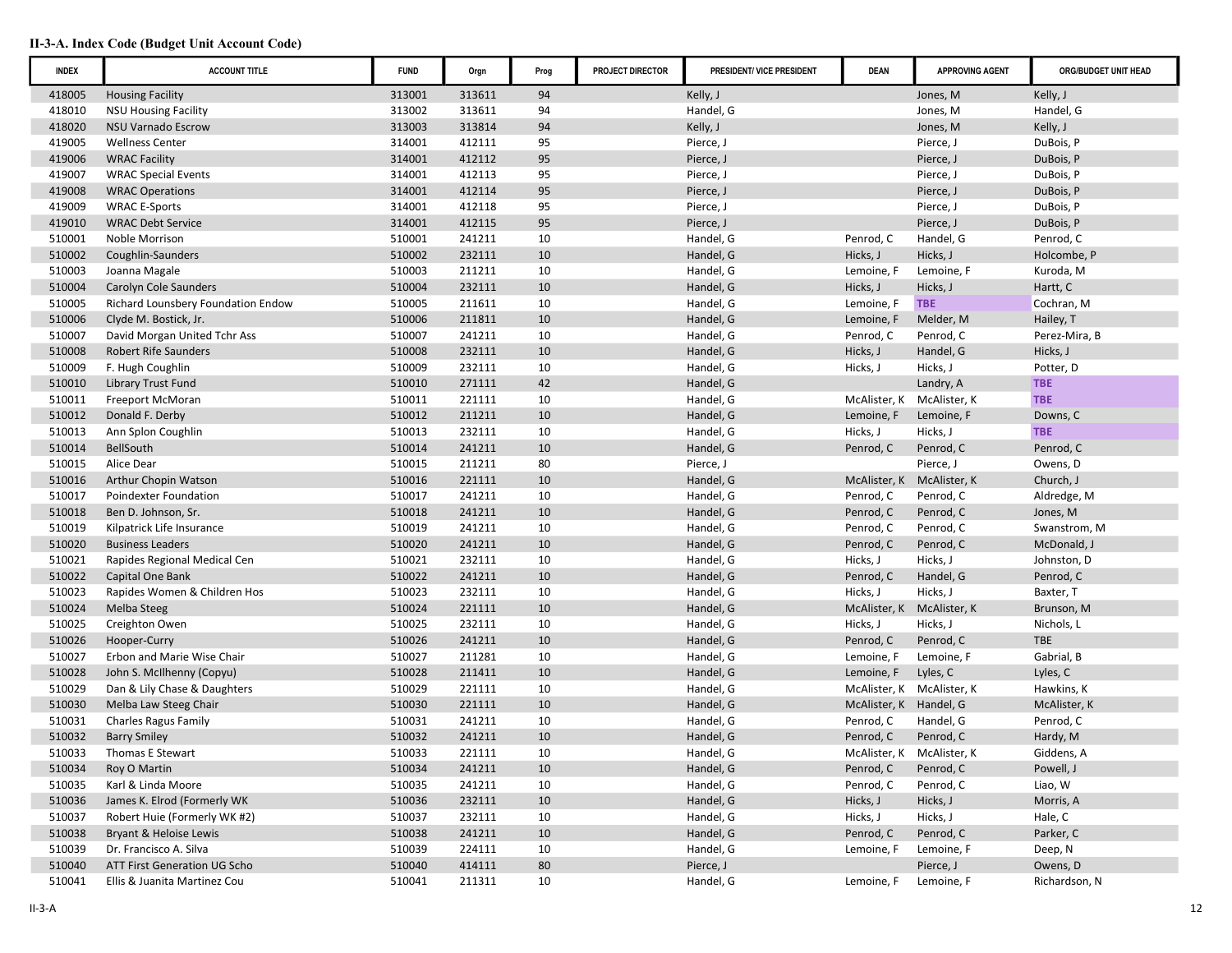**II-3-A. Index Code (Budget Unit Account Code)**

| INDEX | ACCOUNT TITLE | FUND | Orgn | Prog | PROJECT DIRECTOR | PRESIDENT/ VICE PRESIDENT | DEAN | APPROVING AGENT | ORG/BUDGET UNIT HEAD |
|---|---|---|---|---|---|---|---|---|---|
| 418005 | Housing Facility | 313001 | 313611 | 94 | | Kelly, J | | Jones, M | Kelly, J |
| 418010 | NSU Housing Facility | 313002 | 313611 | 94 | | Handel, G | | Jones, M | Handel, G |
| 418020 | NSU Varnado Escrow | 313003 | 313814 | 94 | | Kelly, J | | Jones, M | Kelly, J |
| 419005 | Wellness Center | 314001 | 412111 | 95 | | Pierce, J | | Pierce, J | DuBois, P |
| 419006 | WRAC Facility | 314001 | 412112 | 95 | | Pierce, J | | Pierce, J | DuBois, P |
| 419007 | WRAC Special Events | 314001 | 412113 | 95 | | Pierce, J | | Pierce, J | DuBois, P |
| 419008 | WRAC Operations | 314001 | 412114 | 95 | | Pierce, J | | Pierce, J | DuBois, P |
| 419009 | WRAC E-Sports | 314001 | 412118 | 95 | | Pierce, J | | Pierce, J | DuBois, P |
| 419010 | WRAC Debt Service | 314001 | 412115 | 95 | | Pierce, J | | Pierce, J | DuBois, P |
| 510001 | Noble Morrison | 510001 | 241211 | 10 | | Handel, G | Penrod, C | Handel, G | Penrod, C |
| 510002 | Coughlin-Saunders | 510002 | 232111 | 10 | | Handel, G | Hicks, J | Hicks, J | Holcombe, P |
| 510003 | Joanna Magale | 510003 | 211211 | 10 | | Handel, G | Lemoine, F | Lemoine, F | Kuroda, M |
| 510004 | Carolyn Cole Saunders | 510004 | 232111 | 10 | | Handel, G | Hicks, J | Hicks, J | Hartt, C |
| 510005 | Richard Lounsbery Foundation Endow | 510005 | 211611 | 10 | | Handel, G | Lemoine, F | **TBE** | Cochran, M |
| 510006 | Clyde M. Bostick, Jr. | 510006 | 211811 | 10 | | Handel, G | Lemoine, F | Melder, M | Hailey, T |
| 510007 | David Morgan United Tchr Ass | 510007 | 241211 | 10 | | Handel, G | Penrod, C | Penrod, C | Perez-Mira, B |
| 510008 | Robert Rife Saunders | 510008 | 232111 | 10 | | Handel, G | Hicks, J | Handel, G | Hicks, J |
| 510009 | F. Hugh Coughlin | 510009 | 232111 | 10 | | Handel, G | Hicks, J | Hicks, J | Potter, D |
| 510010 | Library Trust Fund | 510010 | 271111 | 42 | | Handel, G | | Landry, A | **TBE** |
| 510011 | Freeport McMoran | 510011 | 221111 | 10 | | Handel, G | McAlister, K | McAlister, K | **TBE** |
| 510012 | Donald F. Derby | 510012 | 211211 | 10 | | Handel, G | Lemoine, F | Lemoine, F | Downs, C |
| 510013 | Ann Splon Coughlin | 510013 | 232111 | 10 | | Handel, G | Hicks, J | Hicks, J | **TBE** |
| 510014 | BellSouth | 510014 | 241211 | 10 | | Handel, G | Penrod, C | Penrod, C | Penrod, C |
| 510015 | Alice Dear | 510015 | 211211 | 80 | | Pierce, J | | Pierce, J | Owens, D |
| 510016 | Arthur Chopin Watson | 510016 | 221111 | 10 | | Handel, G | McAlister, K | McAlister, K | Church, J |
| 510017 | Poindexter Foundation | 510017 | 241211 | 10 | | Handel, G | Penrod, C | Penrod, C | Aldredge, M |
| 510018 | Ben D. Johnson, Sr. | 510018 | 241211 | 10 | | Handel, G | Penrod, C | Penrod, C | Jones, M |
| 510019 | Kilpatrick Life Insurance | 510019 | 241211 | 10 | | Handel, G | Penrod, C | Penrod, C | Swanstrom, M |
| 510020 | Business Leaders | 510020 | 241211 | 10 | | Handel, G | Penrod, C | Penrod, C | McDonald, J |
| 510021 | Rapides Regional Medical Cen | 510021 | 232111 | 10 | | Handel, G | Hicks, J | Hicks, J | Johnston, D |
| 510022 | Capital One Bank | 510022 | 241211 | 10 | | Handel, G | Penrod, C | Handel, G | Penrod, C |
| 510023 | Rapides Women & Children Hos | 510023 | 232111 | 10 | | Handel, G | Hicks, J | Hicks, J | Baxter, T |
| 510024 | Melba Steeg | 510024 | 221111 | 10 | | Handel, G | McAlister, K | McAlister, K | Brunson, M |
| 510025 | Creighton Owen | 510025 | 232111 | 10 | | Handel, G | Hicks, J | Hicks, J | Nichols, L |
| 510026 | Hooper-Curry | 510026 | 241211 | 10 | | Handel, G | Penrod, C | Penrod, C | TBE |
| 510027 | Erbon and Marie Wise Chair | 510027 | 211281 | 10 | | Handel, G | Lemoine, F | Lemoine, F | Gabrial, B |
| 510028 | John S. McIlhenny (Copyu) | 510028 | 211411 | 10 | | Handel, G | Lemoine, F | Lyles, C | Lyles, C |
| 510029 | Dan & Lily Chase & Daughters | 510029 | 221111 | 10 | | Handel, G | McAlister, K | McAlister, K | Hawkins, K |
| 510030 | Melba Law Steeg Chair | 510030 | 221111 | 10 | | Handel, G | McAlister, K | Handel, G | McAlister, K |
| 510031 | Charles Ragus Family | 510031 | 241211 | 10 | | Handel, G | Penrod, C | Handel, G | Penrod, C |
| 510032 | Barry Smiley | 510032 | 241211 | 10 | | Handel, G | Penrod, C | Penrod, C | Hardy, M |
| 510033 | Thomas E Stewart | 510033 | 221111 | 10 | | Handel, G | McAlister, K | McAlister, K | Giddens, A |
| 510034 | Roy O Martin | 510034 | 241211 | 10 | | Handel, G | Penrod, C | Penrod, C | Powell, J |
| 510035 | Karl & Linda Moore | 510035 | 241211 | 10 | | Handel, G | Penrod, C | Penrod, C | Liao, W |
| 510036 | James K. Elrod (Formerly WK | 510036 | 232111 | 10 | | Handel, G | Hicks, J | Hicks, J | Morris, A |
| 510037 | Robert Huie (Formerly WK #2) | 510037 | 232111 | 10 | | Handel, G | Hicks, J | Hicks, J | Hale, C |
| 510038 | Bryant & Heloise Lewis | 510038 | 241211 | 10 | | Handel, G | Penrod, C | Penrod, C | Parker, C |
| 510039 | Dr. Francisco A. Silva | 510039 | 224111 | 10 | | Handel, G | Lemoine, F | Lemoine, F | Deep, N |
| 510040 | ATT First Generation UG Scho | 510040 | 414111 | 80 | | Pierce, J | | Pierce, J | Owens, D |
| 510041 | Ellis & Juanita Martinez Cou | 510041 | 211311 | 10 | | Handel, G | Lemoine, F | Lemoine, F | Richardson, N |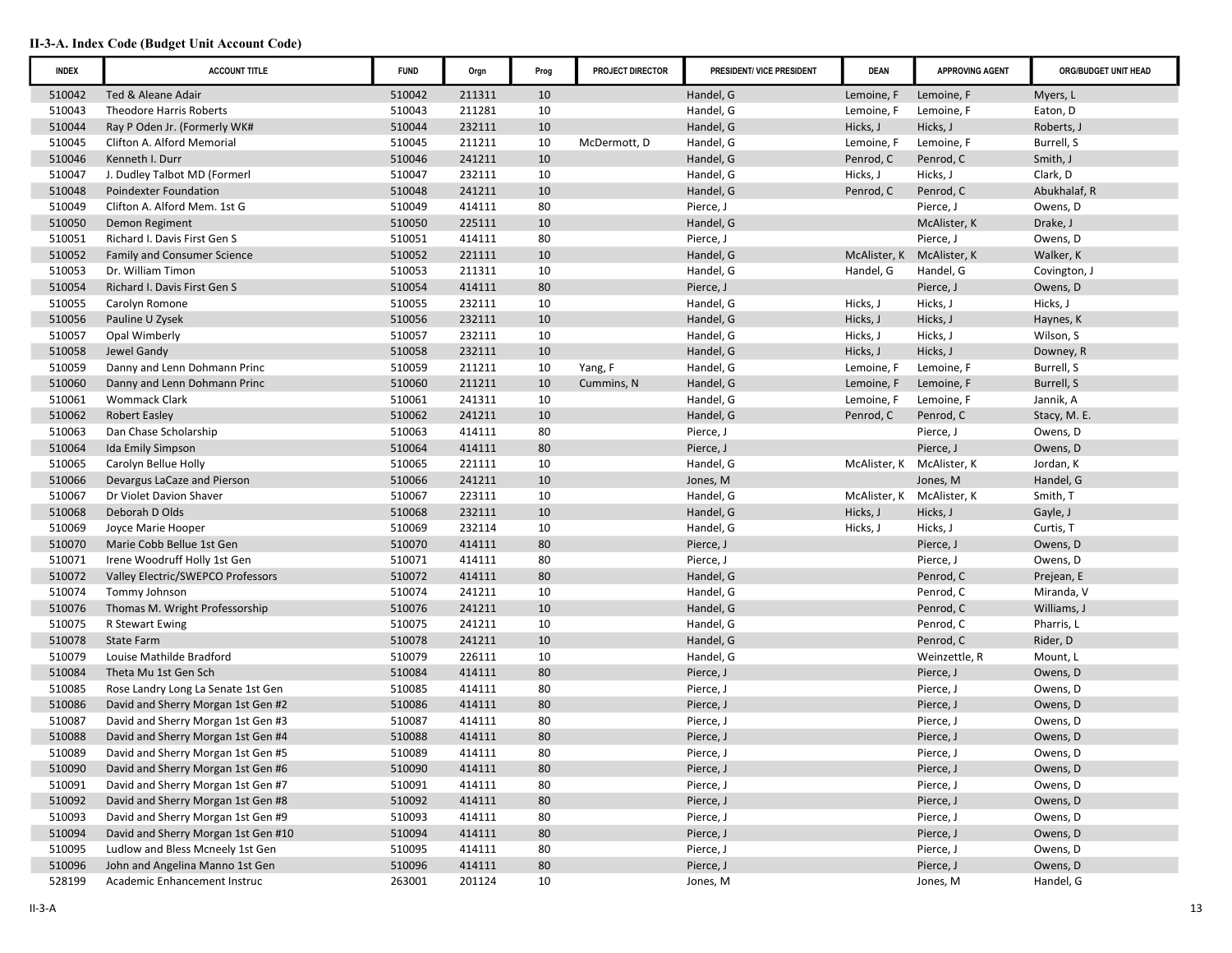**II-3-A. Index Code (Budget Unit Account Code)**

| INDEX | ACCOUNT TITLE | FUND | Orgn | Prog | PROJECT DIRECTOR | PRESIDENT/ VICE PRESIDENT | DEAN | APPROVING AGENT | ORG/BUDGET UNIT HEAD |
|---|---|---|---|---|---|---|---|---|---|
| 510042 | Ted & Aleane Adair | 510042 | 211311 | 10 | | Handel, G | Lemoine, F | Lemoine, F | Myers, L |
| 510043 | Theodore Harris Roberts | 510043 | 211281 | 10 | | Handel, G | Lemoine, F | Lemoine, F | Eaton, D |
| 510044 | Ray P Oden Jr. (Formerly WK# | 510044 | 232111 | 10 | | Handel, G | Hicks, J | Hicks, J | Roberts, J |
| 510045 | Clifton A. Alford Memorial | 510045 | 211211 | 10 | McDermott, D | Handel, G | Lemoine, F | Lemoine, F | Burrell, S |
| 510046 | Kenneth I. Durr | 510046 | 241211 | 10 | | Handel, G | Penrod, C | Penrod, C | Smith, J |
| 510047 | J. Dudley Talbot MD (Formerl | 510047 | 232111 | 10 | | Handel, G | Hicks, J | Hicks, J | Clark, D |
| 510048 | Poindexter Foundation | 510048 | 241211 | 10 | | Handel, G | Penrod, C | Penrod, C | Abukhalaf, R |
| 510049 | Clifton A. Alford Mem. 1st G | 510049 | 414111 | 80 | | Pierce, J | | Pierce, J | Owens, D |
| 510050 | Demon Regiment | 510050 | 225111 | 10 | | Handel, G | | McAlister, K | Drake, J |
| 510051 | Richard I. Davis First Gen S | 510051 | 414111 | 80 | | Pierce, J | | Pierce, J | Owens, D |
| 510052 | Family and Consumer Science | 510052 | 221111 | 10 | | Handel, G | McAlister, K | McAlister, K | Walker, K |
| 510053 | Dr. William Timon | 510053 | 211311 | 10 | | Handel, G | Handel, G | Handel, G | Covington, J |
| 510054 | Richard I. Davis First Gen S | 510054 | 414111 | 80 | | Pierce, J | | Pierce, J | Owens, D |
| 510055 | Carolyn Romone | 510055 | 232111 | 10 | | Handel, G | Hicks, J | Hicks, J | Hicks, J |
| 510056 | Pauline U Zysek | 510056 | 232111 | 10 | | Handel, G | Hicks, J | Hicks, J | Haynes, K |
| 510057 | Opal Wimberly | 510057 | 232111 | 10 | | Handel, G | Hicks, J | Hicks, J | Wilson, S |
| 510058 | Jewel Gandy | 510058 | 232111 | 10 | | Handel, G | Hicks, J | Hicks, J | Downey, R |
| 510059 | Danny and Lenn Dohmann Princ | 510059 | 211211 | 10 | Yang, F | Handel, G | Lemoine, F | Lemoine, F | Burrell, S |
| 510060 | Danny and Lenn Dohmann Princ | 510060 | 211211 | 10 | Cummins, N | Handel, G | Lemoine, F | Lemoine, F | Burrell, S |
| 510061 | Wommack Clark | 510061 | 241311 | 10 | | Handel, G | Lemoine, F | Lemoine, F | Jannik, A |
| 510062 | Robert Easley | 510062 | 241211 | 10 | | Handel, G | Penrod, C | Penrod, C | Stacy, M. E. |
| 510063 | Dan Chase Scholarship | 510063 | 414111 | 80 | | Pierce, J | | Pierce, J | Owens, D |
| 510064 | Ida Emily Simpson | 510064 | 414111 | 80 | | Pierce, J | | Pierce, J | Owens, D |
| 510065 | Carolyn Bellue Holly | 510065 | 221111 | 10 | | Handel, G | McAlister, K | McAlister, K | Jordan, K |
| 510066 | Devargus LaCaze and Pierson | 510066 | 241211 | 10 | | Jones, M | | Jones, M | Handel, G |
| 510067 | Dr Violet Davion Shaver | 510067 | 223111 | 10 | | Handel, G | McAlister, K | McAlister, K | Smith, T |
| 510068 | Deborah D Olds | 510068 | 232111 | 10 | | Handel, G | Hicks, J | Hicks, J | Gayle, J |
| 510069 | Joyce Marie Hooper | 510069 | 232114 | 10 | | Handel, G | Hicks, J | Hicks, J | Curtis, T |
| 510070 | Marie Cobb Bellue 1st Gen | 510070 | 414111 | 80 | | Pierce, J | | Pierce, J | Owens, D |
| 510071 | Irene Woodruff Holly 1st Gen | 510071 | 414111 | 80 | | Pierce, J | | Pierce, J | Owens, D |
| 510072 | Valley Electric/SWEPCO Professors | 510072 | 414111 | 80 | | Handel, G | | Penrod, C | Prejean, E |
| 510074 | Tommy Johnson | 510074 | 241211 | 10 | | Handel, G | | Penrod, C | Miranda, V |
| 510076 | Thomas M. Wright Professorship | 510076 | 241211 | 10 | | Handel, G | | Penrod, C | Williams, J |
| 510075 | R Stewart Ewing | 510075 | 241211 | 10 | | Handel, G | | Penrod, C | Pharris, L |
| 510078 | State Farm | 510078 | 241211 | 10 | | Handel, G | | Penrod, C | Rider, D |
| 510079 | Louise Mathilde Bradford | 510079 | 226111 | 10 | | Handel, G | | Weinzettle, R | Mount, L |
| 510084 | Theta Mu 1st Gen Sch | 510084 | 414111 | 80 | | Pierce, J | | Pierce, J | Owens, D |
| 510085 | Rose Landry Long La Senate 1st Gen | 510085 | 414111 | 80 | | Pierce, J | | Pierce, J | Owens, D |
| 510086 | David and Sherry Morgan 1st Gen #2 | 510086 | 414111 | 80 | | Pierce, J | | Pierce, J | Owens, D |
| 510087 | David and Sherry Morgan 1st Gen #3 | 510087 | 414111 | 80 | | Pierce, J | | Pierce, J | Owens, D |
| 510088 | David and Sherry Morgan 1st Gen #4 | 510088 | 414111 | 80 | | Pierce, J | | Pierce, J | Owens, D |
| 510089 | David and Sherry Morgan 1st Gen #5 | 510089 | 414111 | 80 | | Pierce, J | | Pierce, J | Owens, D |
| 510090 | David and Sherry Morgan 1st Gen #6 | 510090 | 414111 | 80 | | Pierce, J | | Pierce, J | Owens, D |
| 510091 | David and Sherry Morgan 1st Gen #7 | 510091 | 414111 | 80 | | Pierce, J | | Pierce, J | Owens, D |
| 510092 | David and Sherry Morgan 1st Gen #8 | 510092 | 414111 | 80 | | Pierce, J | | Pierce, J | Owens, D |
| 510093 | David and Sherry Morgan 1st Gen #9 | 510093 | 414111 | 80 | | Pierce, J | | Pierce, J | Owens, D |
| 510094 | David and Sherry Morgan 1st Gen #10 | 510094 | 414111 | 80 | | Pierce, J | | Pierce, J | Owens, D |
| 510095 | Ludlow and Bless Mcneely 1st Gen | 510095 | 414111 | 80 | | Pierce, J | | Pierce, J | Owens, D |
| 510096 | John and Angelina Manno 1st Gen | 510096 | 414111 | 80 | | Pierce, J | | Pierce, J | Owens, D |
| 528199 | Academic Enhancement Instruc | 263001 | 201124 | 10 | | Jones, M | | Jones, M | Handel, G |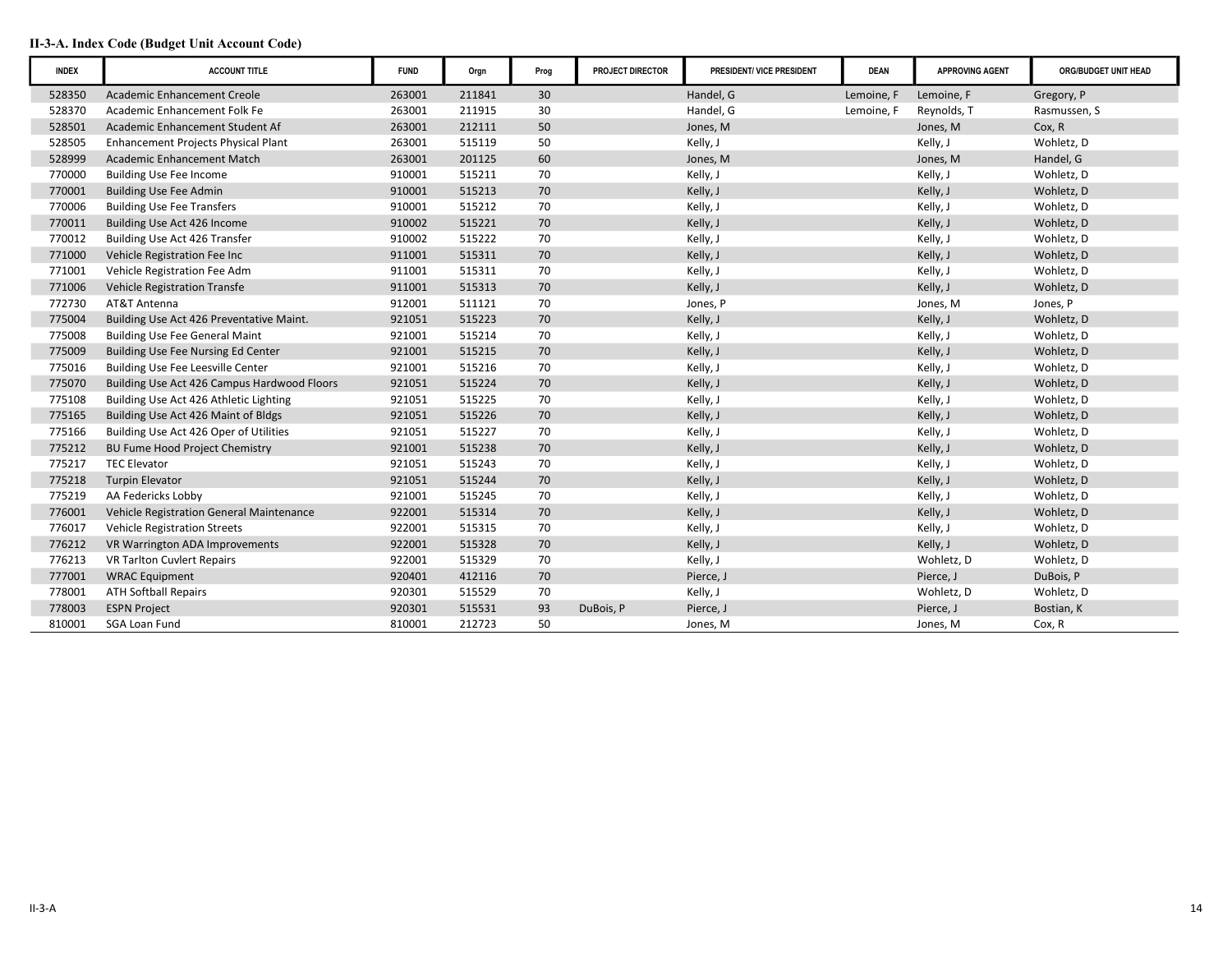**II-3-A. Index Code (Budget Unit Account Code)**

| INDEX | ACCOUNT TITLE | FUND | Orgn | Prog | PROJECT DIRECTOR | PRESIDENT/ VICE PRESIDENT | DEAN | APPROVING AGENT | ORG/BUDGET UNIT HEAD |
|---|---|---|---|---|---|---|---|---|---|
| 528350 | Academic Enhancement Creole | 263001 | 211841 | 30 | | Handel, G | Lemoine, F | Lemoine, F | Gregory, P |
| 528370 | Academic Enhancement Folk Fe | 263001 | 211915 | 30 | | Handel, G | Lemoine, F | Reynolds, T | Rasmussen, S |
| 528501 | Academic Enhancement Student Af | 263001 | 212111 | 50 | | Jones, M | | Jones, M | Cox, R |
| 528505 | Enhancement Projects Physical Plant | 263001 | 515119 | 50 | | Kelly, J | | Kelly, J | Wohletz, D |
| 528999 | Academic Enhancement Match | 263001 | 201125 | 60 | | Jones, M | | Jones, M | Handel, G |
| 770000 | Building Use Fee Income | 910001 | 515211 | 70 | | Kelly, J | | Kelly, J | Wohletz, D |
| 770001 | Building Use Fee Admin | 910001 | 515213 | 70 | | Kelly, J | | Kelly, J | Wohletz, D |
| 770006 | Building Use Fee Transfers | 910001 | 515212 | 70 | | Kelly, J | | Kelly, J | Wohletz, D |
| 770011 | Building Use Act 426 Income | 910002 | 515221 | 70 | | Kelly, J | | Kelly, J | Wohletz, D |
| 770012 | Building Use Act 426 Transfer | 910002 | 515222 | 70 | | Kelly, J | | Kelly, J | Wohletz, D |
| 771000 | Vehicle Registration Fee Inc | 911001 | 515311 | 70 | | Kelly, J | | Kelly, J | Wohletz, D |
| 771001 | Vehicle Registration Fee Adm | 911001 | 515311 | 70 | | Kelly, J | | Kelly, J | Wohletz, D |
| 771006 | Vehicle Registration Transfe | 911001 | 515313 | 70 | | Kelly, J | | Kelly, J | Wohletz, D |
| 772730 | AT&T Antenna | 912001 | 511121 | 70 | | Jones, P | | Jones, M | Jones, P |
| 775004 | Building Use Act 426 Preventative Maint. | 921051 | 515223 | 70 | | Kelly, J | | Kelly, J | Wohletz, D |
| 775008 | Building Use Fee General Maint | 921001 | 515214 | 70 | | Kelly, J | | Kelly, J | Wohletz, D |
| 775009 | Building Use Fee Nursing Ed Center | 921001 | 515215 | 70 | | Kelly, J | | Kelly, J | Wohletz, D |
| 775016 | Building Use Fee Leesville Center | 921001 | 515216 | 70 | | Kelly, J | | Kelly, J | Wohletz, D |
| 775070 | Building Use Act 426 Campus Hardwood Floors | 921051 | 515224 | 70 | | Kelly, J | | Kelly, J | Wohletz, D |
| 775108 | Building Use Act 426 Athletic Lighting | 921051 | 515225 | 70 | | Kelly, J | | Kelly, J | Wohletz, D |
| 775165 | Building Use Act 426 Maint of Bldgs | 921051 | 515226 | 70 | | Kelly, J | | Kelly, J | Wohletz, D |
| 775166 | Building Use Act 426 Oper of Utilities | 921051 | 515227 | 70 | | Kelly, J | | Kelly, J | Wohletz, D |
| 775212 | BU Fume Hood Project Chemistry | 921001 | 515238 | 70 | | Kelly, J | | Kelly, J | Wohletz, D |
| 775217 | TEC Elevator | 921051 | 515243 | 70 | | Kelly, J | | Kelly, J | Wohletz, D |
| 775218 | Turpin Elevator | 921051 | 515244 | 70 | | Kelly, J | | Kelly, J | Wohletz, D |
| 775219 | AA Federicks Lobby | 921001 | 515245 | 70 | | Kelly, J | | Kelly, J | Wohletz, D |
| 776001 | Vehicle Registration General Maintenance | 922001 | 515314 | 70 | | Kelly, J | | Kelly, J | Wohletz, D |
| 776017 | Vehicle Registration Streets | 922001 | 515315 | 70 | | Kelly, J | | Kelly, J | Wohletz, D |
| 776212 | VR Warrington ADA Improvements | 922001 | 515328 | 70 | | Kelly, J | | Kelly, J | Wohletz, D |
| 776213 | VR Tarlton Cuvlert Repairs | 922001 | 515329 | 70 | | Kelly, J | | Wohletz, D | Wohletz, D |
| 777001 | WRAC Equipment | 920401 | 412116 | 70 | | Pierce, J | | Pierce, J | DuBois, P |
| 778001 | ATH Softball Repairs | 920301 | 515529 | 70 | | Kelly, J | | Wohletz, D | Wohletz, D |
| 778003 | ESPN Project | 920301 | 515531 | 93 | DuBois, P | Pierce, J | | Pierce, J | Bostian, K |
| 810001 | SGA Loan Fund | 810001 | 212723 | 50 | | Jones, M | | Jones, M | Cox, R |